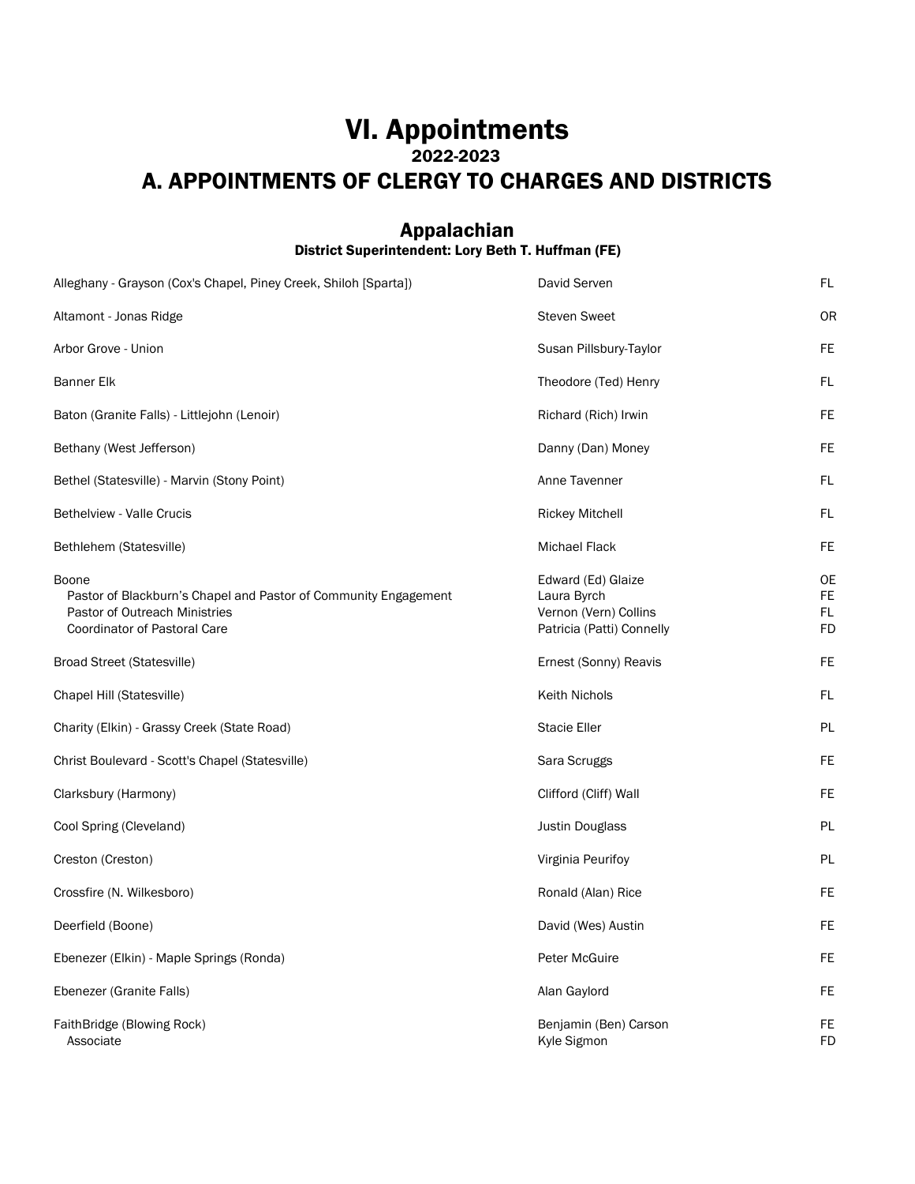# VI. Appointments

## 2022-2023

## A. APPOINTMENTS OF CLERGY TO CHARGES AND DISTRICTS

### Appalachian

**District Superintendent: Lory Beth T. Huffman (FE)**

| Charge | Clergy | Status |
|---|---|---|
| Alleghany - Grayson (Cox's Chapel, Piney Creek, Shiloh [Sparta]) | David Serven | FL |
| Altamont - Jonas Ridge | Steven Sweet | OR |
| Arbor Grove - Union | Susan Pillsbury-Taylor | FE |
| Banner Elk | Theodore (Ted) Henry | FL |
| Baton (Granite Falls) - Littlejohn (Lenoir) | Richard (Rich) Irwin | FE |
| Bethany (West Jefferson) | Danny (Dan) Money | FE |
| Bethel (Statesville) - Marvin (Stony Point) | Anne Tavenner | FL |
| Bethelview - Valle Crucis | Rickey Mitchell | FL |
| Bethlehem (Statesville) | Michael Flack | FE |
| Boone | Edward (Ed) Glaize | OE |
| Pastor of Blackburn's Chapel and Pastor of Community Engagement | Laura Byrch | FE |
| Pastor of Outreach Ministries | Vernon (Vern) Collins | FL |
| Coordinator of Pastoral Care | Patricia (Patti) Connelly | FD |
| Broad Street (Statesville) | Ernest (Sonny) Reavis | FE |
| Chapel Hill (Statesville) | Keith Nichols | FL |
| Charity (Elkin) - Grassy Creek (State Road) | Stacie Eller | PL |
| Christ Boulevard - Scott's Chapel (Statesville) | Sara Scruggs | FE |
| Clarksbury (Harmony) | Clifford (Cliff) Wall | FE |
| Cool Spring (Cleveland) | Justin Douglass | PL |
| Creston (Creston) | Virginia Peurifoy | PL |
| Crossfire (N. Wilkesboro) | Ronald (Alan) Rice | FE |
| Deerfield (Boone) | David (Wes) Austin | FE |
| Ebenezer (Elkin) - Maple Springs (Ronda) | Peter McGuire | FE |
| Ebenezer (Granite Falls) | Alan Gaylord | FE |
| FaithBridge (Blowing Rock) | Benjamin (Ben) Carson | FE |
| Associate | Kyle Sigmon | FD |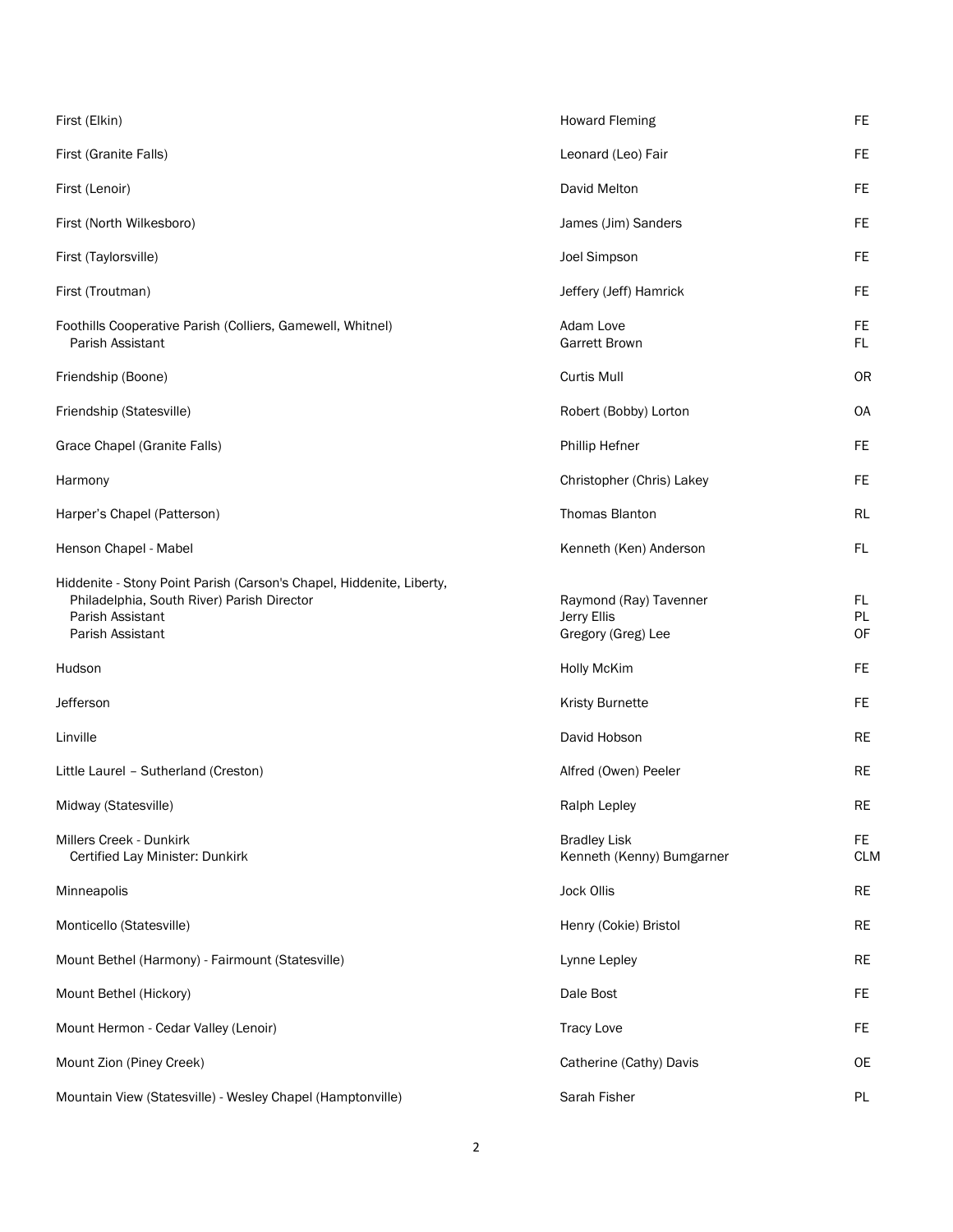| | | |
|---|---|---|
| First (Elkin) | Howard Fleming | FE |
| First (Granite Falls) | Leonard (Leo) Fair | FE |
| First (Lenoir) | David Melton | FE |
| First (North Wilkesboro) | James (Jim) Sanders | FE |
| First (Taylorsville) | Joel Simpson | FE |
| First (Troutman) | Jeffery (Jeff) Hamrick | FE |
| Foothills Cooperative Parish (Colliers, Gamewell, Whitnel) | Adam Love | FE |
| Parish Assistant | Garrett Brown | FL |
| Friendship (Boone) | Curtis Mull | OR |
| Friendship (Statesville) | Robert (Bobby) Lorton | OA |
| Grace Chapel (Granite Falls) | Phillip Hefner | FE |
| Harmony | Christopher (Chris) Lakey | FE |
| Harper's Chapel (Patterson) | Thomas Blanton | RL |
| Henson Chapel - Mabel | Kenneth (Ken) Anderson | FL |
| Hiddenite - Stony Point Parish (Carson's Chapel, Hiddenite, Liberty, Philadelphia, South River) Parish Director | Raymond (Ray) Tavenner | FL |
| Parish Assistant | Jerry Ellis | PL |
| Parish Assistant | Gregory (Greg) Lee | OF |
| Hudson | Holly McKim | FE |
| Jefferson | Kristy Burnette | FE |
| Linville | David Hobson | RE |
| Little Laurel – Sutherland (Creston) | Alfred (Owen) Peeler | RE |
| Midway (Statesville) | Ralph Lepley | RE |
| Millers Creek - Dunkirk | Bradley Lisk | FE |
| Certified Lay Minister: Dunkirk | Kenneth (Kenny) Bumgarner | CLM |
| Minneapolis | Jock Ollis | RE |
| Monticello (Statesville) | Henry (Cokie) Bristol | RE |
| Mount Bethel (Harmony) - Fairmount (Statesville) | Lynne Lepley | RE |
| Mount Bethel (Hickory) | Dale Bost | FE |
| Mount Hermon - Cedar Valley (Lenoir) | Tracy Love | FE |
| Mount Zion (Piney Creek) | Catherine (Cathy) Davis | OE |
| Mountain View (Statesville) - Wesley Chapel (Hamptonville) | Sarah Fisher | PL |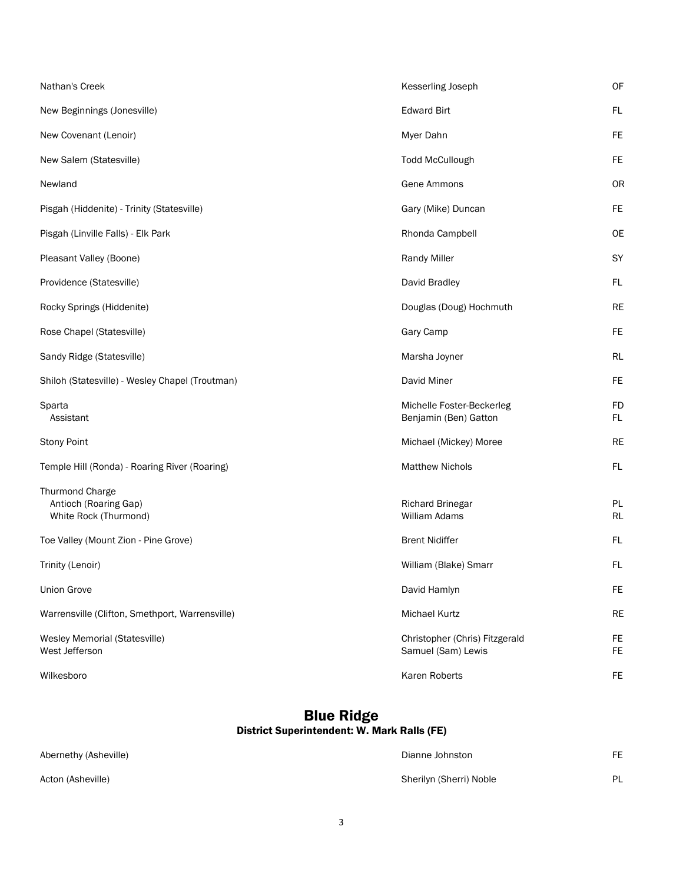| | | |
|---|---|---|
| Nathan's Creek | Kesserling Joseph | OF |
| New Beginnings (Jonesville) | Edward Birt | FL |
| New Covenant (Lenoir) | Myer Dahn | FE |
| New Salem (Statesville) | Todd McCullough | FE |
| Newland | Gene Ammons | OR |
| Pisgah (Hiddenite) - Trinity (Statesville) | Gary (Mike) Duncan | FE |
| Pisgah (Linville Falls) - Elk Park | Rhonda Campbell | OE |
| Pleasant Valley (Boone) | Randy Miller | SY |
| Providence (Statesville) | David Bradley | FL |
| Rocky Springs (Hiddenite) | Douglas (Doug) Hochmuth | RE |
| Rose Chapel (Statesville) | Gary Camp | FE |
| Sandy Ridge (Statesville) | Marsha Joyner | RL |
| Shiloh (Statesville) - Wesley Chapel (Troutman) | David Miner | FE |
| Sparta | Michelle Foster-Beckerleg | FD |
| Assistant | Benjamin (Ben) Gatton | FL |
| Stony Point | Michael (Mickey) Moree | RE |
| Temple Hill (Ronda) - Roaring River (Roaring) | Matthew Nichols | FL |
| Thurmond Charge | | |
| Antioch (Roaring Gap) | Richard Brinegar | PL |
| White Rock (Thurmond) | William Adams | RL |
| Toe Valley (Mount Zion - Pine Grove) | Brent Nidiffer | FL |
| Trinity (Lenoir) | William (Blake) Smarr | FL |
| Union Grove | David Hamlyn | FE |
| Warrensville (Clifton, Smethport, Warrensville) | Michael Kurtz | RE |
| Wesley Memorial (Statesville) | Christopher (Chris) Fitzgerald | FE |
| West Jefferson | Samuel (Sam) Lewis | FE |
| Wilkesboro | Karen Roberts | FE |

## Blue Ridge

### District Superintendent: W. Mark Ralls (FE)

| | | |
|---|---|---|
| Abernethy (Asheville) | Dianne Johnston | FE |
| Acton (Asheville) | Sherilyn (Sherri) Noble | PL |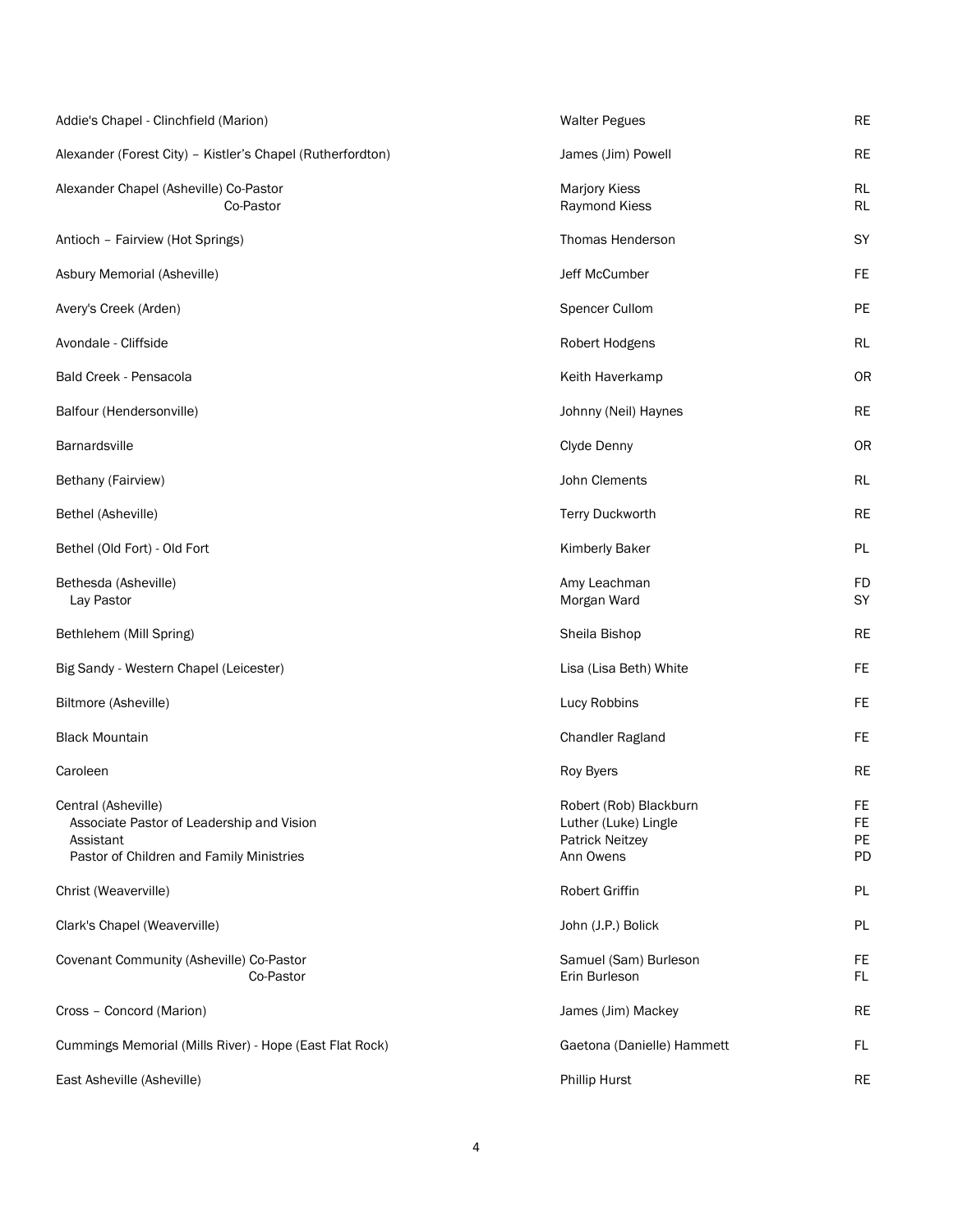| Church | Pastor | Status |
|---|---|---|
| Addie's Chapel - Clinchfield (Marion) | Walter Pegues | RE |
| Alexander (Forest City) – Kistler's Chapel (Rutherfordton) | James (Jim) Powell | RE |
| Alexander Chapel (Asheville) Co-Pastor | Marjory Kiess | RL |
| Co-Pastor | Raymond Kiess | RL |
| Antioch – Fairview (Hot Springs) | Thomas Henderson | SY |
| Asbury Memorial (Asheville) | Jeff McCumber | FE |
| Avery's Creek (Arden) | Spencer Cullom | PE |
| Avondale - Cliffside | Robert Hodgens | RL |
| Bald Creek - Pensacola | Keith Haverkamp | OR |
| Balfour (Hendersonville) | Johnny (Neil) Haynes | RE |
| Barnardsville | Clyde Denny | OR |
| Bethany (Fairview) | John Clements | RL |
| Bethel (Asheville) | Terry Duckworth | RE |
| Bethel (Old Fort) - Old Fort | Kimberly Baker | PL |
| Bethesda (Asheville) | Amy Leachman | FD |
| Lay Pastor | Morgan Ward | SY |
| Bethlehem (Mill Spring) | Sheila Bishop | RE |
| Big Sandy - Western Chapel (Leicester) | Lisa (Lisa Beth) White | FE |
| Biltmore (Asheville) | Lucy Robbins | FE |
| Black Mountain | Chandler Ragland | FE |
| Caroleen | Roy Byers | RE |
| Central (Asheville) | Robert (Rob) Blackburn | FE |
| Associate Pastor of Leadership and Vision | Luther (Luke) Lingle | FE |
| Assistant | Patrick Neitzey | PE |
| Pastor of Children and Family Ministries | Ann Owens | PD |
| Christ (Weaverville) | Robert Griffin | PL |
| Clark's Chapel (Weaverville) | John (J.P.) Bolick | PL |
| Covenant Community (Asheville) Co-Pastor | Samuel (Sam) Burleson | FE |
| Co-Pastor | Erin Burleson | FL |
| Cross – Concord (Marion) | James (Jim) Mackey | RE |
| Cummings Memorial (Mills River) - Hope (East Flat Rock) | Gaetona (Danielle) Hammett | FL |
| East Asheville (Asheville) | Phillip Hurst | RE |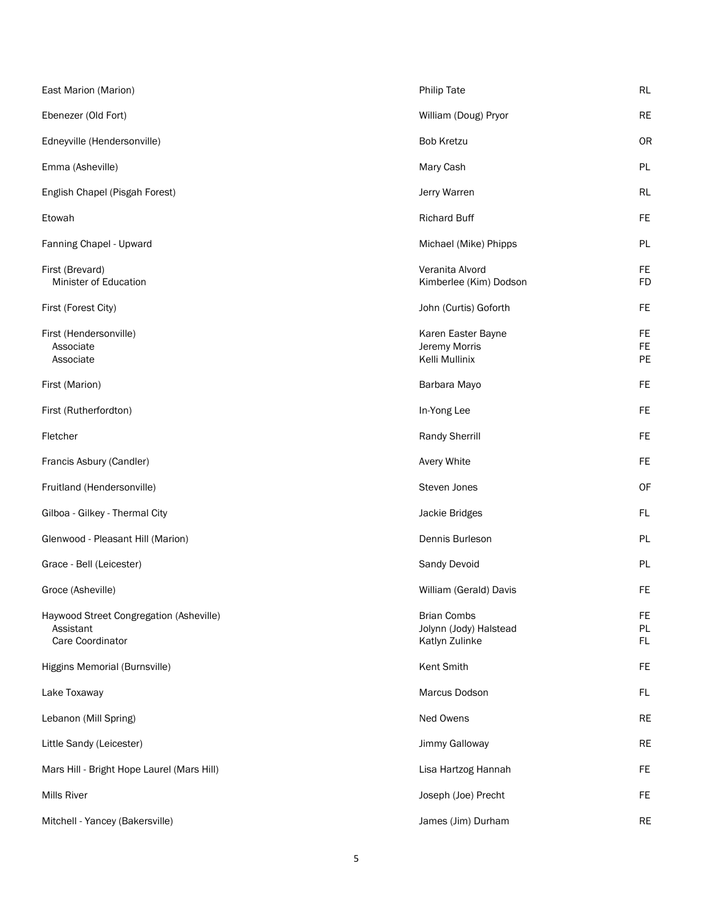| | | |
|---|---|---|
| East Marion (Marion) | Philip Tate | RL |
| Ebenezer (Old Fort) | William (Doug) Pryor | RE |
| Edneyville (Hendersonville) | Bob Kretzu | OR |
| Emma (Asheville) | Mary Cash | PL |
| English Chapel (Pisgah Forest) | Jerry Warren | RL |
| Etowah | Richard Buff | FE |
| Fanning Chapel - Upward | Michael (Mike) Phipps | PL |
| First (Brevard) | Veranita Alvord | FE |
| Minister of Education | Kimberlee (Kim) Dodson | FD |
| First (Forest City) | John (Curtis) Goforth | FE |
| First (Hendersonville) | Karen Easter Bayne | FE |
| Associate | Jeremy Morris | FE |
| Associate | Kelli Mullinix | PE |
| First (Marion) | Barbara Mayo | FE |
| First (Rutherfordton) | In-Yong Lee | FE |
| Fletcher | Randy Sherrill | FE |
| Francis Asbury (Candler) | Avery White | FE |
| Fruitland (Hendersonville) | Steven Jones | OF |
| Gilboa - Gilkey - Thermal City | Jackie Bridges | FL |
| Glenwood - Pleasant Hill (Marion) | Dennis Burleson | PL |
| Grace - Bell (Leicester) | Sandy Devoid | PL |
| Groce (Asheville) | William (Gerald) Davis | FE |
| Haywood Street Congregation (Asheville) | Brian Combs | FE |
| Assistant | Jolynn (Jody) Halstead | PL |
| Care Coordinator | Katlyn Zulinke | FL |
| Higgins Memorial (Burnsville) | Kent Smith | FE |
| Lake Toxaway | Marcus Dodson | FL |
| Lebanon (Mill Spring) | Ned Owens | RE |
| Little Sandy (Leicester) | Jimmy Galloway | RE |
| Mars Hill - Bright Hope Laurel (Mars Hill) | Lisa Hartzog Hannah | FE |
| Mills River | Joseph (Joe) Precht | FE |
| Mitchell - Yancey (Bakersville) | James (Jim) Durham | RE |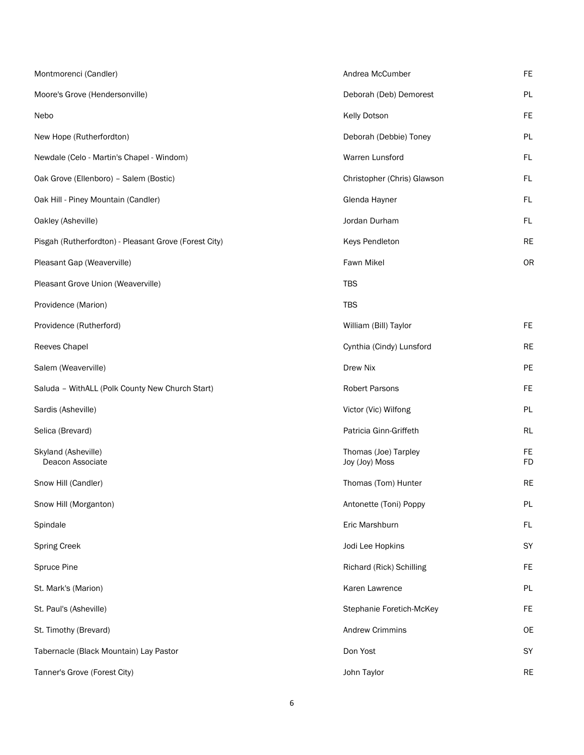| | | |
|---|---|---|
| Montmorenci (Candler) | Andrea McCumber | FE |
| Moore's Grove (Hendersonville) | Deborah (Deb) Demorest | PL |
| Nebo | Kelly Dotson | FE |
| New Hope (Rutherfordton) | Deborah (Debbie) Toney | PL |
| Newdale (Celo - Martin's Chapel - Windom) | Warren Lunsford | FL |
| Oak Grove (Ellenboro) – Salem (Bostic) | Christopher (Chris) Glawson | FL |
| Oak Hill - Piney Mountain (Candler) | Glenda Hayner | FL |
| Oakley (Asheville) | Jordan Durham | FL |
| Pisgah (Rutherfordton) - Pleasant Grove (Forest City) | Keys Pendleton | RE |
| Pleasant Gap (Weaverville) | Fawn Mikel | OR |
| Pleasant Grove Union (Weaverville) | TBS | |
| Providence (Marion) | TBS | |
| Providence (Rutherford) | William (Bill) Taylor | FE |
| Reeves Chapel | Cynthia (Cindy) Lunsford | RE |
| Salem (Weaverville) | Drew Nix | PE |
| Saluda – WithALL (Polk County New Church Start) | Robert Parsons | FE |
| Sardis (Asheville) | Victor (Vic) Wilfong | PL |
| Selica (Brevard) | Patricia Ginn-Griffeth | RL |
| Skyland (Asheville) | Thomas (Joe) Tarpley | FE |
| Deacon Associate | Joy (Joy) Moss | FD |
| Snow Hill (Candler) | Thomas (Tom) Hunter | RE |
| Snow Hill (Morganton) | Antonette (Toni) Poppy | PL |
| Spindale | Eric Marshburn | FL |
| Spring Creek | Jodi Lee Hopkins | SY |
| Spruce Pine | Richard (Rick) Schilling | FE |
| St. Mark's (Marion) | Karen Lawrence | PL |
| St. Paul's (Asheville) | Stephanie Foretich-McKey | FE |
| St. Timothy (Brevard) | Andrew Crimmins | OE |
| Tabernacle (Black Mountain) Lay Pastor | Don Yost | SY |
| Tanner's Grove (Forest City) | John Taylor | RE |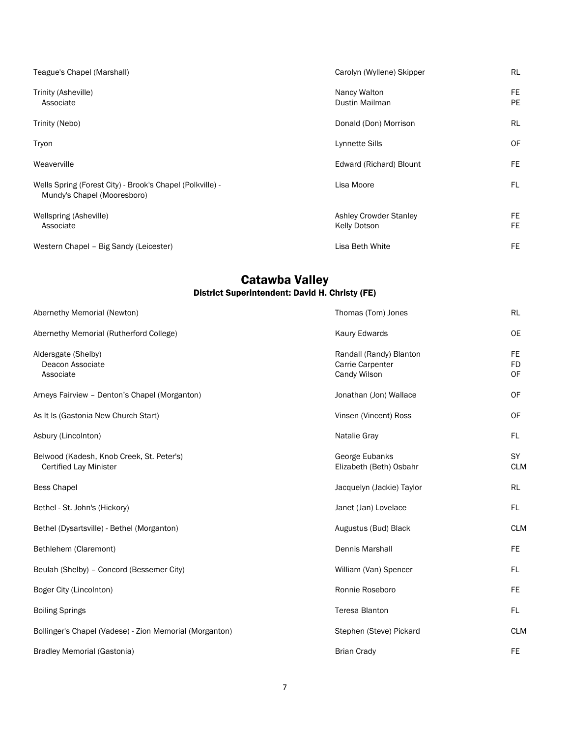| Church | Appointee | Status |
|---|---|---|
| Teague's Chapel (Marshall) | Carolyn (Wyllene) Skipper | RL |
| Trinity (Asheville) | Nancy Walton | FE |
| Associate | Dustin Mailman | PE |
| Trinity (Nebo) | Donald (Don) Morrison | RL |
| Tryon | Lynnette Sills | OF |
| Weaverville | Edward (Richard) Blount | FE |
| Wells Spring (Forest City) - Brook's Chapel (Polkville) - Mundy's Chapel (Mooresboro) | Lisa Moore | FL |
| Wellspring (Asheville) | Ashley Crowder Stanley | FE |
| Associate | Kelly Dotson | FE |
| Western Chapel – Big Sandy (Leicester) | Lisa Beth White | FE |

## Catawba Valley

### District Superintendent: David H. Christy (FE)

| Church | Appointee | Status |
|---|---|---|
| Abernethy Memorial (Newton) | Thomas (Tom) Jones | RL |
| Abernethy Memorial (Rutherford College) | Kaury Edwards | OE |
| Aldersgate (Shelby) | Randall (Randy) Blanton | FE |
| Deacon Associate | Carrie Carpenter | FD |
| Associate | Candy Wilson | OF |
| Arneys Fairview – Denton's Chapel (Morganton) | Jonathan (Jon) Wallace | OF |
| As It Is (Gastonia New Church Start) | Vinsen (Vincent) Ross | OF |
| Asbury (Lincolnton) | Natalie Gray | FL |
| Belwood (Kadesh, Knob Creek, St. Peter's) | George Eubanks | SY |
| Certified Lay Minister | Elizabeth (Beth) Osbahr | CLM |
| Bess Chapel | Jacquelyn (Jackie) Taylor | RL |
| Bethel - St. John's (Hickory) | Janet (Jan) Lovelace | FL |
| Bethel (Dysartsville) - Bethel (Morganton) | Augustus (Bud) Black | CLM |
| Bethlehem (Claremont) | Dennis Marshall | FE |
| Beulah (Shelby) – Concord (Bessemer City) | William (Van) Spencer | FL |
| Boger City (Lincolnton) | Ronnie Roseboro | FE |
| Boiling Springs | Teresa Blanton | FL |
| Bollinger's Chapel (Vadese) - Zion Memorial (Morganton) | Stephen (Steve) Pickard | CLM |
| Bradley Memorial (Gastonia) | Brian Crady | FE |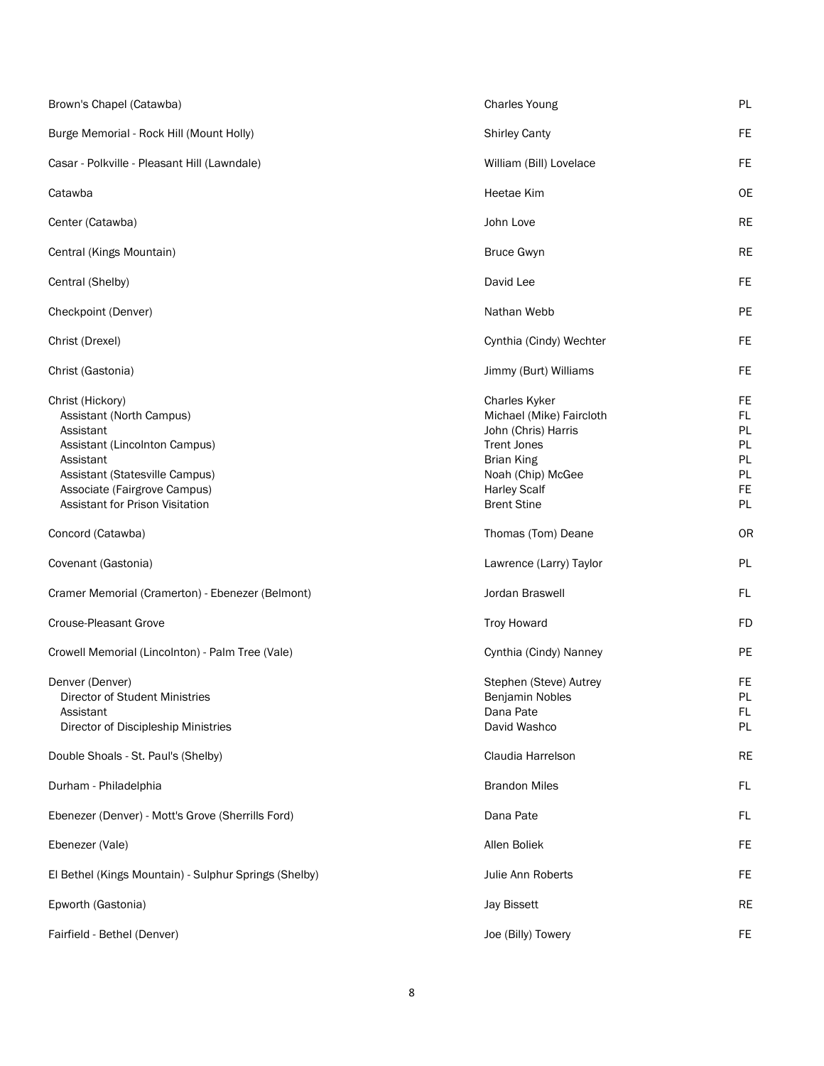| Charge | Appointee | Status |
|---|---|---|
| Brown's Chapel (Catawba) | Charles Young | PL |
| Burge Memorial - Rock Hill (Mount Holly) | Shirley Canty | FE |
| Casar - Polkville - Pleasant Hill (Lawndale) | William (Bill) Lovelace | FE |
| Catawba | Heetae Kim | OE |
| Center (Catawba) | John Love | RE |
| Central (Kings Mountain) | Bruce Gwyn | RE |
| Central (Shelby) | David Lee | FE |
| Checkpoint (Denver) | Nathan Webb | PE |
| Christ (Drexel) | Cynthia (Cindy) Wechter | FE |
| Christ (Gastonia) | Jimmy (Burt) Williams | FE |
| Christ (Hickory) | Charles Kyker | FE |
| Assistant (North Campus) | Michael (Mike) Faircloth | FL |
| Assistant | John (Chris) Harris | PL |
| Assistant (Lincolnton Campus) | Trent Jones | PL |
| Assistant | Brian King | PL |
| Assistant (Statesville Campus) | Noah (Chip) McGee | PL |
| Associate (Fairgrove Campus) | Harley Scalf | FE |
| Assistant for Prison Visitation | Brent Stine | PL |
| Concord (Catawba) | Thomas (Tom) Deane | OR |
| Covenant (Gastonia) | Lawrence (Larry) Taylor | PL |
| Cramer Memorial (Cramerton) - Ebenezer (Belmont) | Jordan Braswell | FL |
| Crouse-Pleasant Grove | Troy Howard | FD |
| Crowell Memorial (Lincolnton) - Palm Tree (Vale) | Cynthia (Cindy) Nanney | PE |
| Denver (Denver) | Stephen (Steve) Autrey | FE |
| Director of Student Ministries | Benjamin Nobles | PL |
| Assistant | Dana Pate | FL |
| Director of Discipleship Ministries | David Washco | PL |
| Double Shoals - St. Paul's (Shelby) | Claudia Harrelson | RE |
| Durham - Philadelphia | Brandon Miles | FL |
| Ebenezer (Denver) - Mott's Grove (Sherrills Ford) | Dana Pate | FL |
| Ebenezer (Vale) | Allen Boliek | FE |
| El Bethel (Kings Mountain) - Sulphur Springs (Shelby) | Julie Ann Roberts | FE |
| Epworth (Gastonia) | Jay Bissett | RE |
| Fairfield - Bethel (Denver) | Joe (Billy) Towery | FE |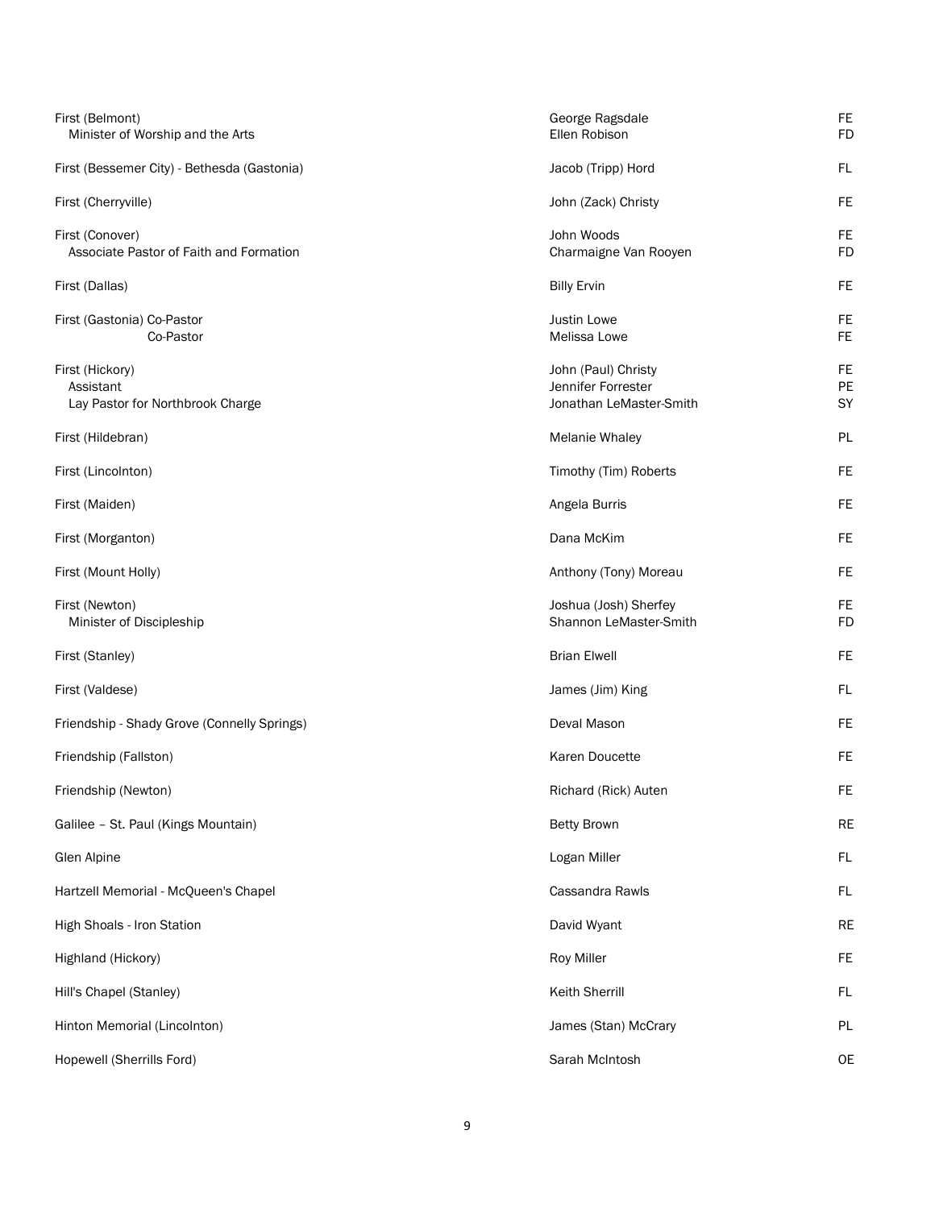| Church / Position | Name | Status |
|---|---|---|
| First (Belmont) | George Ragsdale | FE |
| Minister of Worship and the Arts | Ellen Robison | FD |
| First (Bessemer City) - Bethesda (Gastonia) | Jacob (Tripp) Hord | FL |
| First (Cherryville) | John (Zack) Christy | FE |
| First (Conover) | John Woods | FE |
| Associate Pastor of Faith and Formation | Charmaigne Van Rooyen | FD |
| First (Dallas) | Billy Ervin | FE |
| First (Gastonia) Co-Pastor | Justin Lowe | FE |
| Co-Pastor | Melissa Lowe | FE |
| First (Hickory) | John (Paul) Christy | FE |
| Assistant | Jennifer Forrester | PE |
| Lay Pastor for Northbrook Charge | Jonathan LeMaster-Smith | SY |
| First (Hildebran) | Melanie Whaley | PL |
| First (Lincolnton) | Timothy (Tim) Roberts | FE |
| First (Maiden) | Angela Burris | FE |
| First (Morganton) | Dana McKim | FE |
| First (Mount Holly) | Anthony (Tony) Moreau | FE |
| First (Newton) | Joshua (Josh) Sherfey | FE |
| Minister of Discipleship | Shannon LeMaster-Smith | FD |
| First (Stanley) | Brian Elwell | FE |
| First (Valdese) | James (Jim) King | FL |
| Friendship - Shady Grove (Connelly Springs) | Deval Mason | FE |
| Friendship (Fallston) | Karen Doucette | FE |
| Friendship (Newton) | Richard (Rick) Auten | FE |
| Galilee – St. Paul (Kings Mountain) | Betty Brown | RE |
| Glen Alpine | Logan Miller | FL |
| Hartzell Memorial - McQueen's Chapel | Cassandra Rawls | FL |
| High Shoals - Iron Station | David Wyant | RE |
| Highland (Hickory) | Roy Miller | FE |
| Hill's Chapel (Stanley) | Keith Sherrill | FL |
| Hinton Memorial (Lincolnton) | James (Stan) McCrary | PL |
| Hopewell (Sherrills Ford) | Sarah McIntosh | OE |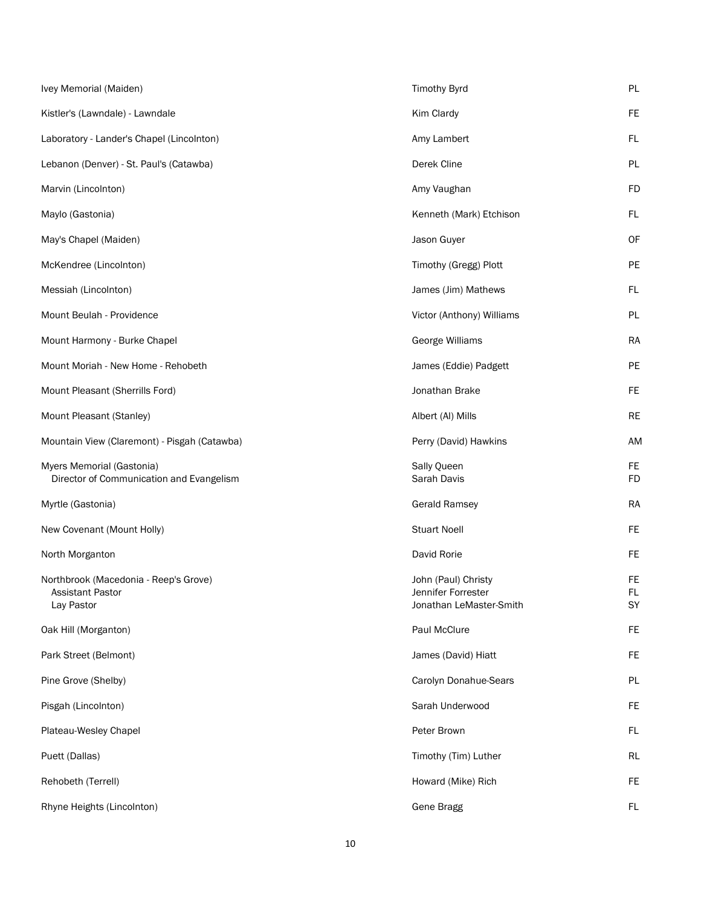| | | |
|---|---|---|
| Ivey Memorial (Maiden) | Timothy Byrd | PL |
| Kistler's (Lawndale) - Lawndale | Kim Clardy | FE |
| Laboratory - Lander's Chapel (Lincolnton) | Amy Lambert | FL |
| Lebanon (Denver) - St. Paul's (Catawba) | Derek Cline | PL |
| Marvin (Lincolnton) | Amy Vaughan | FD |
| Maylo (Gastonia) | Kenneth (Mark) Etchison | FL |
| May's Chapel (Maiden) | Jason Guyer | OF |
| McKendree (Lincolnton) | Timothy (Gregg) Plott | PE |
| Messiah (Lincolnton) | James (Jim) Mathews | FL |
| Mount Beulah - Providence | Victor (Anthony) Williams | PL |
| Mount Harmony - Burke Chapel | George Williams | RA |
| Mount Moriah - New Home - Rehobeth | James (Eddie) Padgett | PE |
| Mount Pleasant (Sherrills Ford) | Jonathan Brake | FE |
| Mount Pleasant (Stanley) | Albert (Al) Mills | RE |
| Mountain View (Claremont) - Pisgah (Catawba) | Perry (David) Hawkins | AM |
| Myers Memorial (Gastonia) | Sally Queen | FE |
| Director of Communication and Evangelism | Sarah Davis | FD |
| Myrtle (Gastonia) | Gerald Ramsey | RA |
| New Covenant (Mount Holly) | Stuart Noell | FE |
| North Morganton | David Rorie | FE |
| Northbrook (Macedonia - Reep's Grove) | John (Paul) Christy | FE |
| Assistant Pastor | Jennifer Forrester | FL |
| Lay Pastor | Jonathan LeMaster-Smith | SY |
| Oak Hill (Morganton) | Paul McClure | FE |
| Park Street (Belmont) | James (David) Hiatt | FE |
| Pine Grove (Shelby) | Carolyn Donahue-Sears | PL |
| Pisgah (Lincolnton) | Sarah Underwood | FE |
| Plateau-Wesley Chapel | Peter Brown | FL |
| Puett (Dallas) | Timothy (Tim) Luther | RL |
| Rehobeth (Terrell) | Howard (Mike) Rich | FE |
| Rhyne Heights (Lincolnton) | Gene Bragg | FL |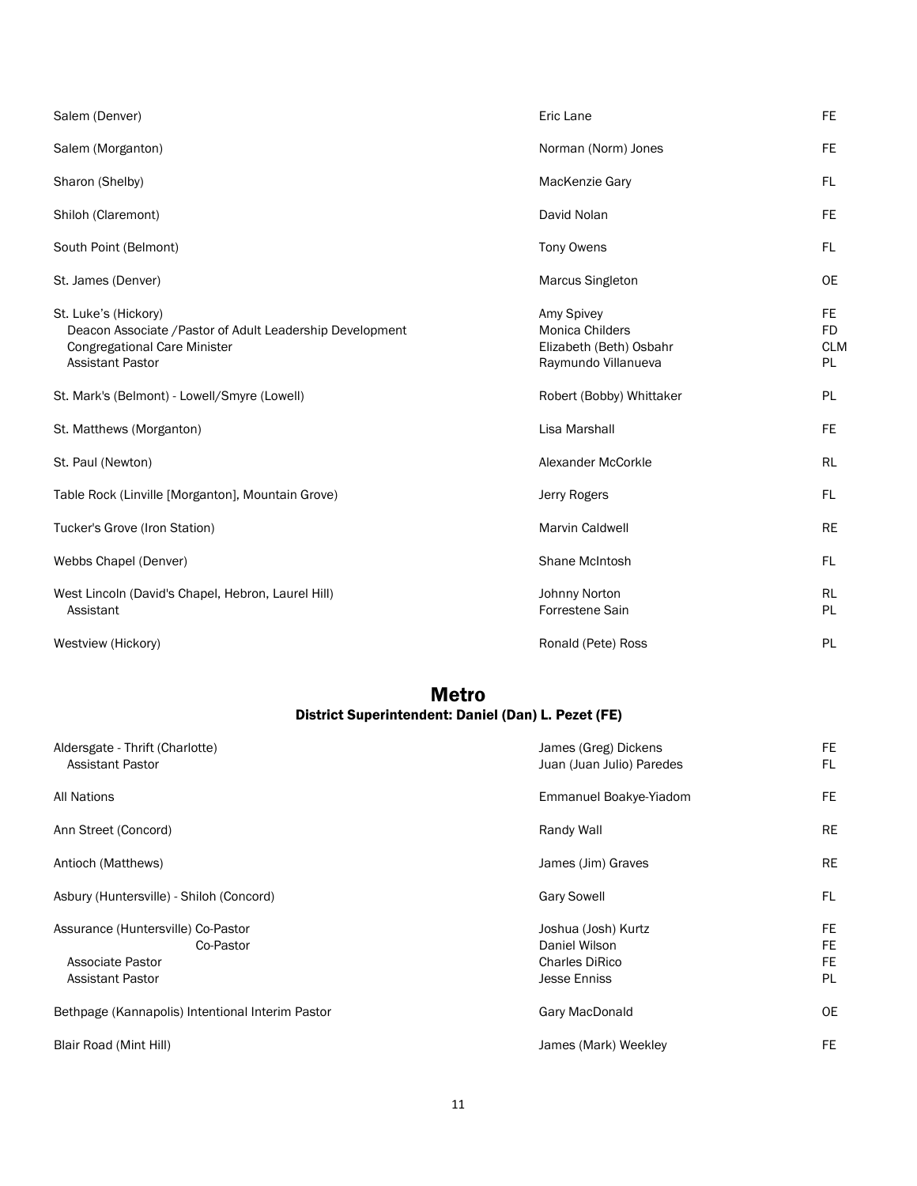| Church | Pastor | Status |
|---|---|---|
| Salem (Denver) | Eric Lane | FE |
| Salem (Morganton) | Norman (Norm) Jones | FE |
| Sharon (Shelby) | MacKenzie Gary | FL |
| Shiloh (Claremont) | David Nolan | FE |
| South Point (Belmont) | Tony Owens | FL |
| St. James (Denver) | Marcus Singleton | OE |
| St. Luke's (Hickory) | Amy Spivey | FE |
| Deacon Associate /Pastor of Adult Leadership Development | Monica Childers | FD |
| Congregational Care Minister | Elizabeth (Beth) Osbahr | CLM |
| Assistant Pastor | Raymundo Villanueva | PL |
| St. Mark's (Belmont) - Lowell/Smyre (Lowell) | Robert (Bobby) Whittaker | PL |
| St. Matthews (Morganton) | Lisa Marshall | FE |
| St. Paul (Newton) | Alexander McCorkle | RL |
| Table Rock (Linville [Morganton], Mountain Grove) | Jerry Rogers | FL |
| Tucker's Grove (Iron Station) | Marvin Caldwell | RE |
| Webbs Chapel (Denver) | Shane McIntosh | FL |
| West Lincoln (David's Chapel, Hebron, Laurel Hill) | Johnny Norton | RL |
| Assistant | Forrestene Sain | PL |
| Westview (Hickory) | Ronald (Pete) Ross | PL |

## Metro

### District Superintendent: Daniel (Dan) L. Pezet (FE)

| Church | Pastor | Status |
|---|---|---|
| Aldersgate - Thrift (Charlotte) | James (Greg) Dickens | FE |
| Assistant Pastor | Juan (Juan Julio) Paredes | FL |
| All Nations | Emmanuel Boakye-Yiadom | FE |
| Ann Street (Concord) | Randy Wall | RE |
| Antioch (Matthews) | James (Jim) Graves | RE |
| Asbury (Huntersville) - Shiloh (Concord) | Gary Sowell | FL |
| Assurance (Huntersville) Co-Pastor | Joshua (Josh) Kurtz | FE |
| Co-Pastor | Daniel Wilson | FE |
| Associate Pastor | Charles DiRico | FE |
| Assistant Pastor | Jesse Enniss | PL |
| Bethpage (Kannapolis) Intentional Interim Pastor | Gary MacDonald | OE |
| Blair Road (Mint Hill) | James (Mark) Weekley | FE |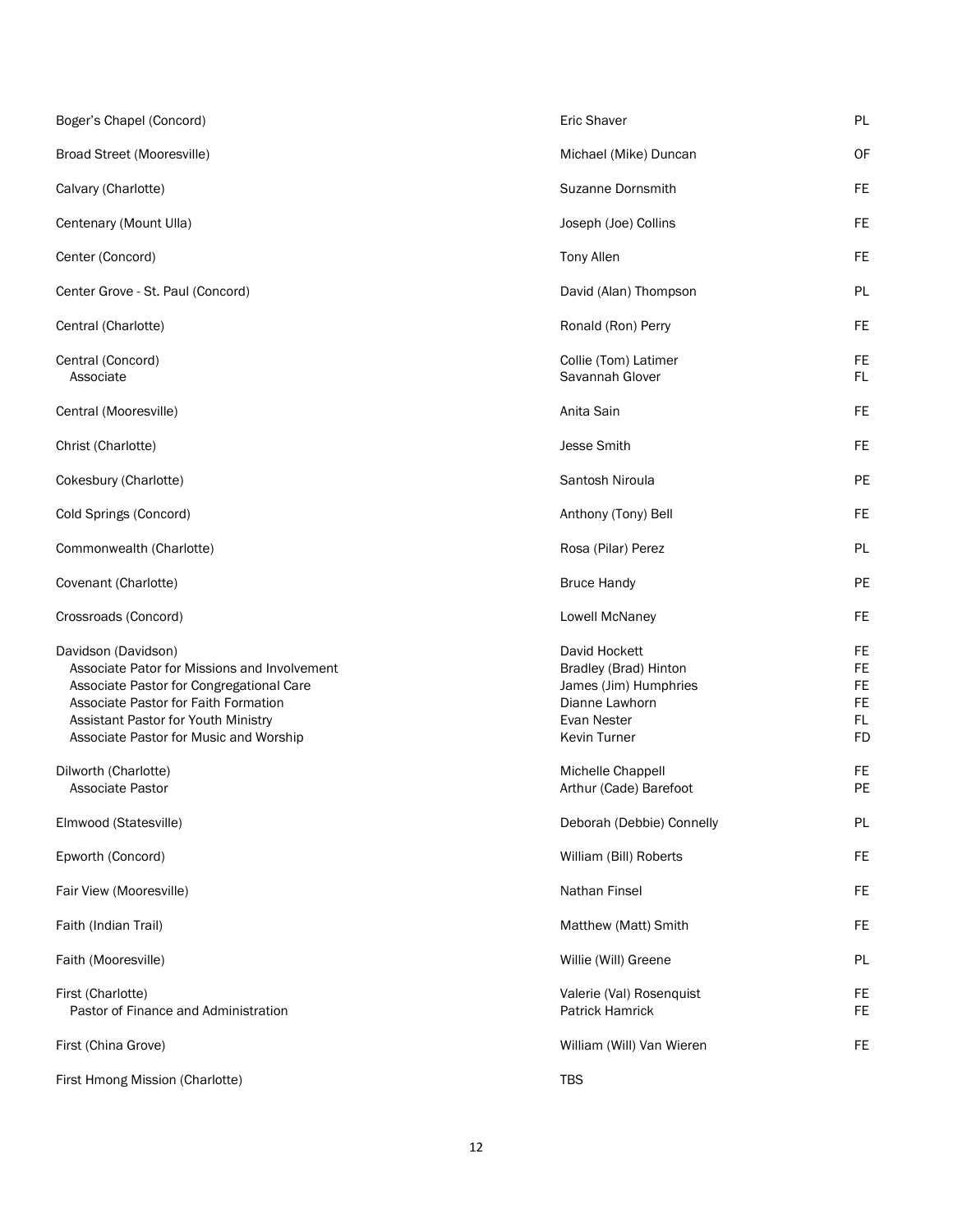| | | |
|---|---|---|
| Boger's Chapel (Concord) | Eric Shaver | PL |
| Broad Street (Mooresville) | Michael (Mike) Duncan | OF |
| Calvary (Charlotte) | Suzanne Dornsmith | FE |
| Centenary (Mount Ulla) | Joseph (Joe) Collins | FE |
| Center (Concord) | Tony Allen | FE |
| Center Grove - St. Paul (Concord) | David (Alan) Thompson | PL |
| Central (Charlotte) | Ronald (Ron) Perry | FE |
| Central (Concord) | Collie (Tom) Latimer | FE |
| Associate | Savannah Glover | FL |
| Central (Mooresville) | Anita Sain | FE |
| Christ (Charlotte) | Jesse Smith | FE |
| Cokesbury (Charlotte) | Santosh Niroula | PE |
| Cold Springs (Concord) | Anthony (Tony) Bell | FE |
| Commonwealth (Charlotte) | Rosa (Pilar) Perez | PL |
| Covenant (Charlotte) | Bruce Handy | PE |
| Crossroads (Concord) | Lowell McNaney | FE |
| Davidson (Davidson) | David Hockett | FE |
| Associate Pator for Missions and Involvement | Bradley (Brad) Hinton | FE |
| Associate Pastor for Congregational Care | James (Jim) Humphries | FE |
| Associate Pastor for Faith Formation | Dianne Lawhorn | FE |
| Assistant Pastor for Youth Ministry | Evan Nester | FL |
| Associate Pastor for Music and Worship | Kevin Turner | FD |
| Dilworth (Charlotte) | Michelle Chappell | FE |
| Associate Pastor | Arthur (Cade) Barefoot | PE |
| Elmwood (Statesville) | Deborah (Debbie) Connelly | PL |
| Epworth (Concord) | William (Bill) Roberts | FE |
| Fair View (Mooresville) | Nathan Finsel | FE |
| Faith (Indian Trail) | Matthew (Matt) Smith | FE |
| Faith (Mooresville) | Willie (Will) Greene | PL |
| First (Charlotte) | Valerie (Val) Rosenquist | FE |
| Pastor of Finance and Administration | Patrick Hamrick | FE |
| First (China Grove) | William (Will) Van Wieren | FE |
| First Hmong Mission (Charlotte) | TBS | |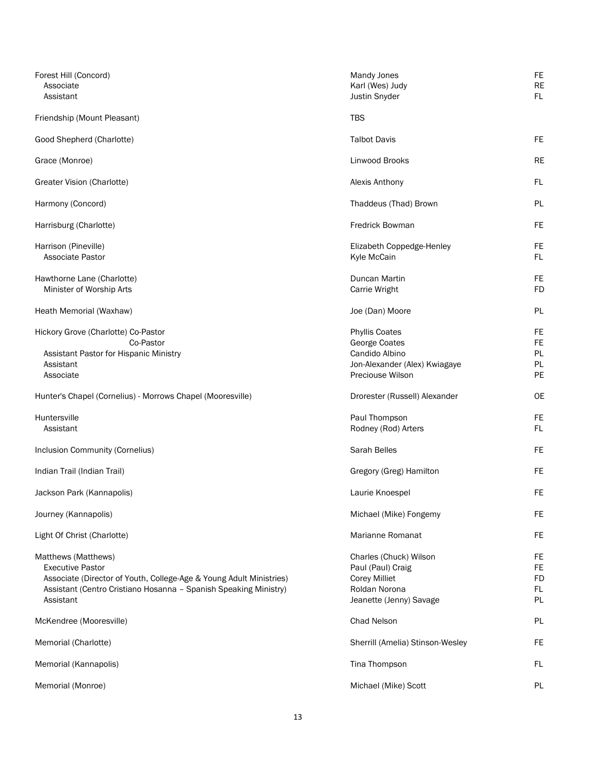| Church / Position | Name | Status |
| --- | --- | --- |
| Forest Hill (Concord) | Mandy Jones | FE |
| Associate | Karl (Wes) Judy | RE |
| Assistant | Justin Snyder | FL |
| Friendship (Mount Pleasant) | TBS | |
| Good Shepherd (Charlotte) | Talbot Davis | FE |
| Grace (Monroe) | Linwood Brooks | RE |
| Greater Vision (Charlotte) | Alexis Anthony | FL |
| Harmony (Concord) | Thaddeus (Thad) Brown | PL |
| Harrisburg (Charlotte) | Fredrick Bowman | FE |
| Harrison (Pineville) | Elizabeth Coppedge-Henley | FE |
| Associate Pastor | Kyle McCain | FL |
| Hawthorne Lane (Charlotte) | Duncan Martin | FE |
| Minister of Worship Arts | Carrie Wright | FD |
| Heath Memorial (Waxhaw) | Joe (Dan) Moore | PL |
| Hickory Grove (Charlotte) Co-Pastor | Phyllis Coates | FE |
| Co-Pastor | George Coates | FE |
| Assistant Pastor for Hispanic Ministry | Candido Albino | PL |
| Assistant | Jon-Alexander (Alex) Kwiagaye | PL |
| Associate | Preciouse Wilson | PE |
| Hunter's Chapel (Cornelius) - Morrows Chapel (Mooresville) | Drorester (Russell) Alexander | OE |
| Huntersville | Paul Thompson | FE |
| Assistant | Rodney (Rod) Arters | FL |
| Inclusion Community (Cornelius) | Sarah Belles | FE |
| Indian Trail (Indian Trail) | Gregory (Greg) Hamilton | FE |
| Jackson Park (Kannapolis) | Laurie Knoespel | FE |
| Journey (Kannapolis) | Michael (Mike) Fongemy | FE |
| Light Of Christ (Charlotte) | Marianne Romanat | FE |
| Matthews (Matthews) | Charles (Chuck) Wilson | FE |
| Executive Pastor | Paul (Paul) Craig | FE |
| Associate (Director of Youth, College-Age & Young Adult Ministries) | Corey Milliet | FD |
| Assistant (Centro Cristiano Hosanna – Spanish Speaking Ministry) | Roldan Norona | FL |
| Assistant | Jeanette (Jenny) Savage | PL |
| McKendree (Mooresville) | Chad Nelson | PL |
| Memorial (Charlotte) | Sherrill (Amelia) Stinson-Wesley | FE |
| Memorial (Kannapolis) | Tina Thompson | FL |
| Memorial (Monroe) | Michael (Mike) Scott | PL |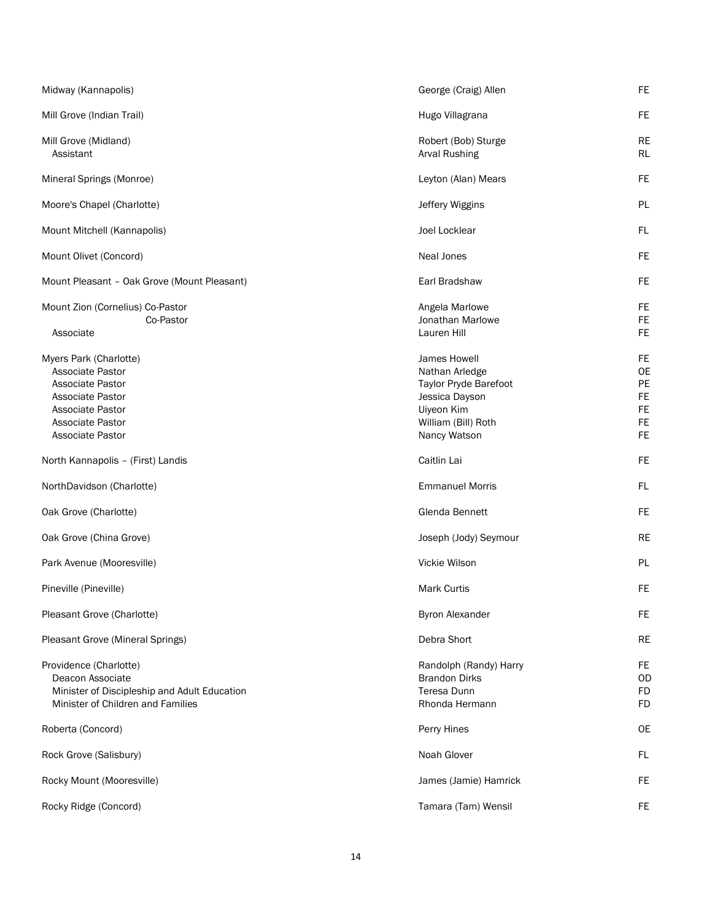| Church / Position | Name | Status |
|---|---|---|
| Midway (Kannapolis) | George (Craig) Allen | FE |
| Mill Grove (Indian Trail) | Hugo Villagrana | FE |
| Mill Grove (Midland) | Robert (Bob) Sturge | RE |
| Assistant | Arval Rushing | RL |
| Mineral Springs (Monroe) | Leyton (Alan) Mears | FE |
| Moore's Chapel (Charlotte) | Jeffery Wiggins | PL |
| Mount Mitchell (Kannapolis) | Joel Locklear | FL |
| Mount Olivet (Concord) | Neal Jones | FE |
| Mount Pleasant – Oak Grove (Mount Pleasant) | Earl Bradshaw | FE |
| Mount Zion (Cornelius) Co-Pastor | Angela Marlowe | FE |
| Co-Pastor | Jonathan Marlowe | FE |
| Associate | Lauren Hill | FE |
| Myers Park (Charlotte) | James Howell | FE |
| Associate Pastor | Nathan Arledge | OE |
| Associate Pastor | Taylor Pryde Barefoot | PE |
| Associate Pastor | Jessica Dayson | FE |
| Associate Pastor | Uiyeon Kim | FE |
| Associate Pastor | William (Bill) Roth | FE |
| Associate Pastor | Nancy Watson | FE |
| North Kannapolis – (First) Landis | Caitlin Lai | FE |
| NorthDavidson (Charlotte) | Emmanuel Morris | FL |
| Oak Grove (Charlotte) | Glenda Bennett | FE |
| Oak Grove (China Grove) | Joseph (Jody) Seymour | RE |
| Park Avenue (Mooresville) | Vickie Wilson | PL |
| Pineville (Pineville) | Mark Curtis | FE |
| Pleasant Grove (Charlotte) | Byron Alexander | FE |
| Pleasant Grove (Mineral Springs) | Debra Short | RE |
| Providence (Charlotte) | Randolph (Randy) Harry | FE |
| Deacon Associate | Brandon Dirks | OD |
| Minister of Discipleship and Adult Education | Teresa Dunn | FD |
| Minister of Children and Families | Rhonda Hermann | FD |
| Roberta (Concord) | Perry Hines | OE |
| Rock Grove (Salisbury) | Noah Glover | FL |
| Rocky Mount (Mooresville) | James (Jamie) Hamrick | FE |
| Rocky Ridge (Concord) | Tamara (Tam) Wensil | FE |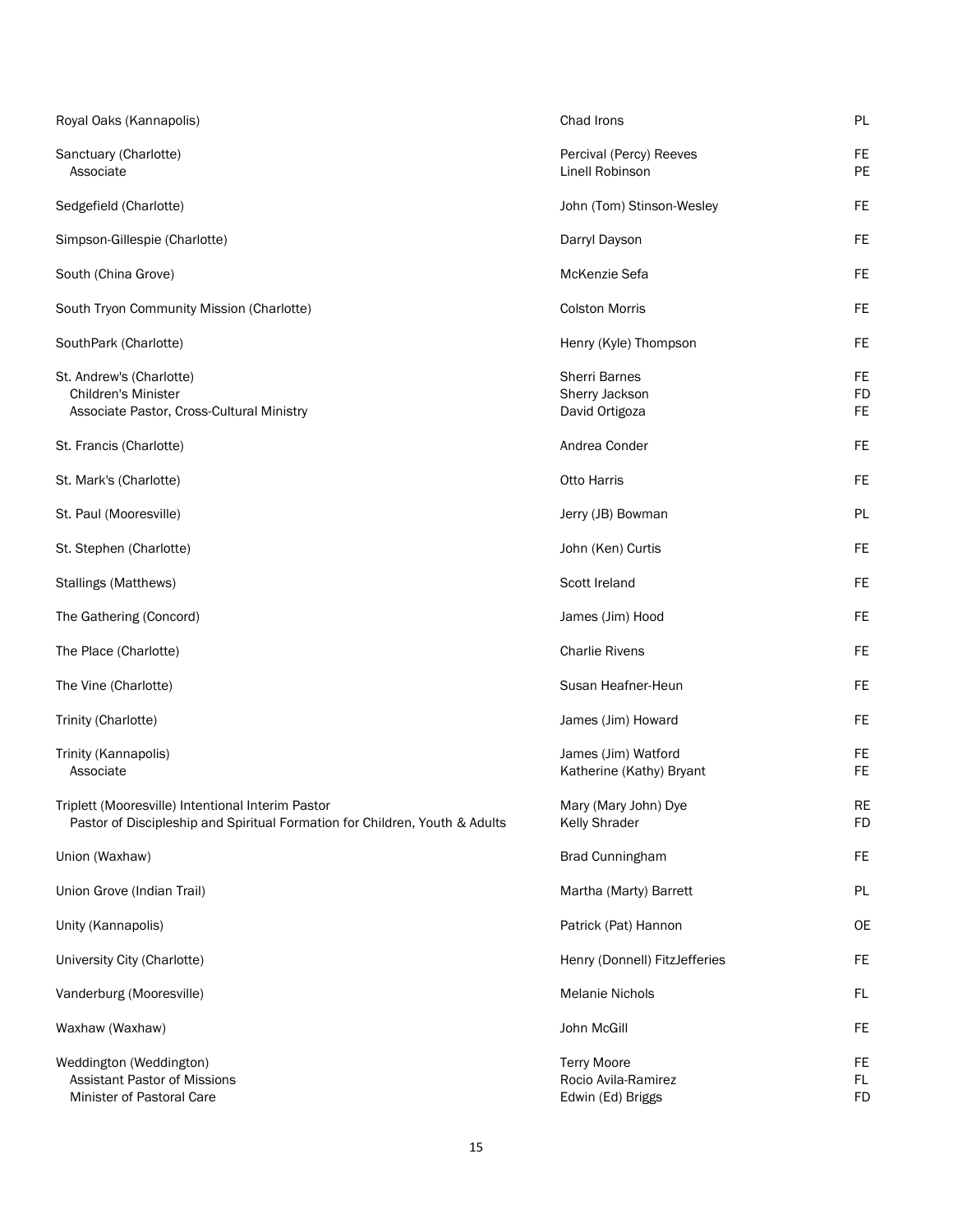| Church | Appointment | Status |
| --- | --- | --- |
| Royal Oaks (Kannapolis) | Chad Irons | PL |
| Sanctuary (Charlotte) | Percival (Percy) Reeves | FE |
| Associate | Linell Robinson | PE |
| Sedgefield (Charlotte) | John (Tom) Stinson-Wesley | FE |
| Simpson-Gillespie (Charlotte) | Darryl Dayson | FE |
| South (China Grove) | McKenzie Sefa | FE |
| South Tryon Community Mission (Charlotte) | Colston Morris | FE |
| SouthPark (Charlotte) | Henry (Kyle) Thompson | FE |
| St. Andrew's (Charlotte) | Sherri Barnes | FE |
| Children's Minister | Sherry Jackson | FD |
| Associate Pastor, Cross-Cultural Ministry | David Ortigoza | FE |
| St. Francis (Charlotte) | Andrea Conder | FE |
| St. Mark's (Charlotte) | Otto Harris | FE |
| St. Paul (Mooresville) | Jerry (JB) Bowman | PL |
| St. Stephen (Charlotte) | John (Ken) Curtis | FE |
| Stallings (Matthews) | Scott Ireland | FE |
| The Gathering (Concord) | James (Jim) Hood | FE |
| The Place (Charlotte) | Charlie Rivens | FE |
| The Vine (Charlotte) | Susan Heafner-Heun | FE |
| Trinity (Charlotte) | James (Jim) Howard | FE |
| Trinity (Kannapolis) | James (Jim) Watford | FE |
| Associate | Katherine (Kathy) Bryant | FE |
| Triplett (Mooresville) Intentional Interim Pastor | Mary (Mary John) Dye | RE |
| Pastor of Discipleship and Spiritual Formation for Children, Youth & Adults | Kelly Shrader | FD |
| Union (Waxhaw) | Brad Cunningham | FE |
| Union Grove (Indian Trail) | Martha (Marty) Barrett | PL |
| Unity (Kannapolis) | Patrick (Pat) Hannon | OE |
| University City (Charlotte) | Henry (Donnell) FitzJefferies | FE |
| Vanderburg (Mooresville) | Melanie Nichols | FL |
| Waxhaw (Waxhaw) | John McGill | FE |
| Weddington (Weddington) | Terry Moore | FE |
| Assistant Pastor of Missions | Rocio Avila-Ramirez | FL |
| Minister of Pastoral Care | Edwin (Ed) Briggs | FD |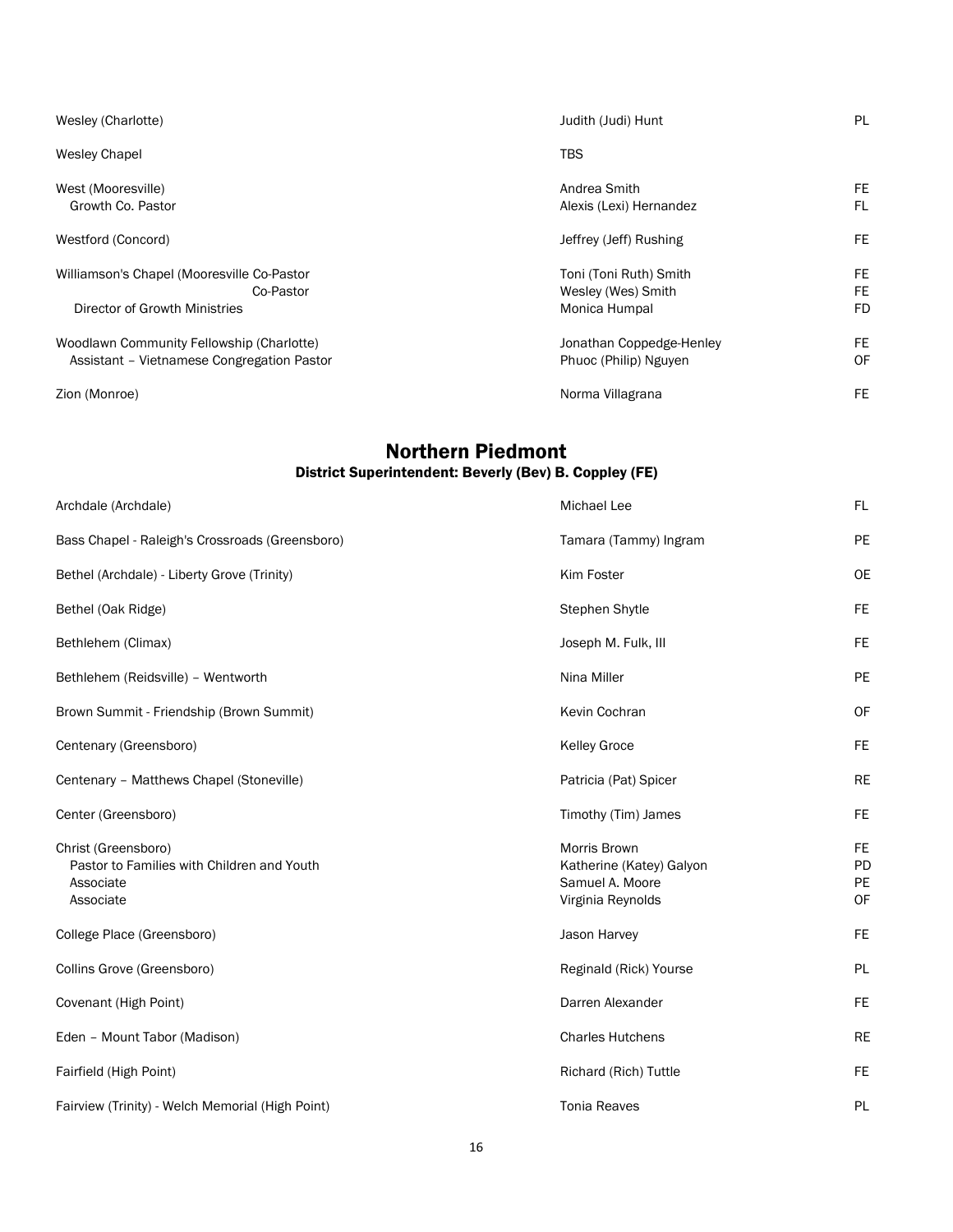| | | |
|---|---|---|
| Wesley (Charlotte) | Judith (Judi) Hunt | PL |
| Wesley Chapel | TBS | |
| West (Mooresville) | Andrea Smith | FE |
| Growth Co. Pastor | Alexis (Lexi) Hernandez | FL |
| Westford (Concord) | Jeffrey (Jeff) Rushing | FE |
| Williamson's Chapel (Mooresville Co-Pastor | Toni (Toni Ruth) Smith | FE |
| Co-Pastor | Wesley (Wes) Smith | FE |
| Director of Growth Ministries | Monica Humpal | FD |
| Woodlawn Community Fellowship (Charlotte) | Jonathan Coppedge-Henley | FE |
| Assistant – Vietnamese Congregation Pastor | Phuoc (Philip) Nguyen | OF |
| Zion (Monroe) | Norma Villagrana | FE |

## Northern Piedmont

### District Superintendent: Beverly (Bev) B. Coppley (FE)

| | | |
|---|---|---|
| Archdale (Archdale) | Michael Lee | FL |
| Bass Chapel - Raleigh's Crossroads (Greensboro) | Tamara (Tammy) Ingram | PE |
| Bethel (Archdale) - Liberty Grove (Trinity) | Kim Foster | OE |
| Bethel (Oak Ridge) | Stephen Shytle | FE |
| Bethlehem (Climax) | Joseph M. Fulk, III | FE |
| Bethlehem (Reidsville) – Wentworth | Nina Miller | PE |
| Brown Summit - Friendship (Brown Summit) | Kevin Cochran | OF |
| Centenary (Greensboro) | Kelley Groce | FE |
| Centenary – Matthews Chapel (Stoneville) | Patricia (Pat) Spicer | RE |
| Center (Greensboro) | Timothy (Tim) James | FE |
| Christ (Greensboro) | Morris Brown | FE |
| Pastor to Families with Children and Youth | Katherine (Katey) Galyon | PD |
| Associate | Samuel A. Moore | PE |
| Associate | Virginia Reynolds | OF |
| College Place (Greensboro) | Jason Harvey | FE |
| Collins Grove (Greensboro) | Reginald (Rick) Yourse | PL |
| Covenant (High Point) | Darren Alexander | FE |
| Eden – Mount Tabor (Madison) | Charles Hutchens | RE |
| Fairfield (High Point) | Richard (Rich) Tuttle | FE |
| Fairview (Trinity) - Welch Memorial (High Point) | Tonia Reaves | PL |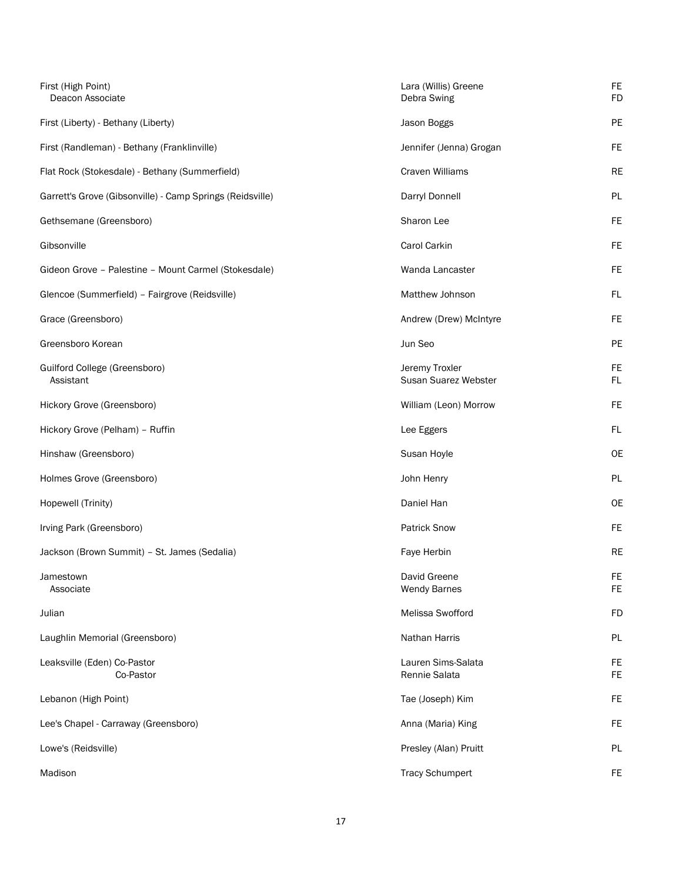| Church | Pastor | Status |
|---|---|---|
| First (High Point) | Lara (Willis) Greene | FE |
| Deacon Associate | Debra Swing | FD |
| First (Liberty) - Bethany (Liberty) | Jason Boggs | PE |
| First (Randleman) - Bethany (Franklinville) | Jennifer (Jenna) Grogan | FE |
| Flat Rock (Stokesdale) - Bethany (Summerfield) | Craven Williams | RE |
| Garrett's Grove (Gibsonville) - Camp Springs (Reidsville) | Darryl Donnell | PL |
| Gethsemane (Greensboro) | Sharon Lee | FE |
| Gibsonville | Carol Carkin | FE |
| Gideon Grove – Palestine – Mount Carmel (Stokesdale) | Wanda Lancaster | FE |
| Glencoe (Summerfield) – Fairgrove (Reidsville) | Matthew Johnson | FL |
| Grace (Greensboro) | Andrew (Drew) McIntyre | FE |
| Greensboro Korean | Jun Seo | PE |
| Guilford College (Greensboro) | Jeremy Troxler | FE |
| Assistant | Susan Suarez Webster | FL |
| Hickory Grove (Greensboro) | William (Leon) Morrow | FE |
| Hickory Grove (Pelham) – Ruffin | Lee Eggers | FL |
| Hinshaw (Greensboro) | Susan Hoyle | OE |
| Holmes Grove (Greensboro) | John Henry | PL |
| Hopewell (Trinity) | Daniel Han | OE |
| Irving Park (Greensboro) | Patrick Snow | FE |
| Jackson (Brown Summit) – St. James (Sedalia) | Faye Herbin | RE |
| Jamestown | David Greene | FE |
| Associate | Wendy Barnes | FE |
| Julian | Melissa Swofford | FD |
| Laughlin Memorial (Greensboro) | Nathan Harris | PL |
| Leaksville (Eden) Co-Pastor | Lauren Sims-Salata | FE |
| Co-Pastor | Rennie Salata | FE |
| Lebanon (High Point) | Tae (Joseph) Kim | FE |
| Lee's Chapel - Carraway (Greensboro) | Anna (Maria) King | FE |
| Lowe's (Reidsville) | Presley (Alan) Pruitt | PL |
| Madison | Tracy Schumpert | FE |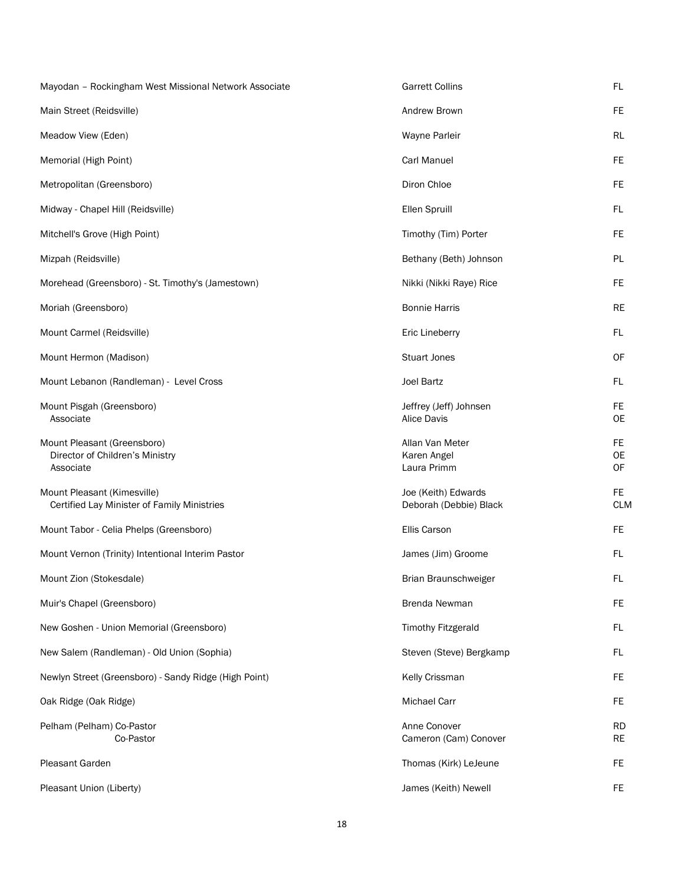| | | |
|---|---|---|
| Mayodan – Rockingham West Missional Network Associate | Garrett Collins | FL |
| Main Street (Reidsville) | Andrew Brown | FE |
| Meadow View (Eden) | Wayne Parleir | RL |
| Memorial (High Point) | Carl Manuel | FE |
| Metropolitan (Greensboro) | Diron Chloe | FE |
| Midway - Chapel Hill (Reidsville) | Ellen Spruill | FL |
| Mitchell's Grove (High Point) | Timothy (Tim) Porter | FE |
| Mizpah (Reidsville) | Bethany (Beth) Johnson | PL |
| Morehead (Greensboro) - St. Timothy's (Jamestown) | Nikki (Nikki Raye) Rice | FE |
| Moriah (Greensboro) | Bonnie Harris | RE |
| Mount Carmel (Reidsville) | Eric Lineberry | FL |
| Mount Hermon (Madison) | Stuart Jones | OF |
| Mount Lebanon (Randleman) - Level Cross | Joel Bartz | FL |
| Mount Pisgah (Greensboro) | Jeffrey (Jeff) Johnsen | FE |
| Associate | Alice Davis | OE |
| Mount Pleasant (Greensboro) | Allan Van Meter | FE |
| Director of Children's Ministry | Karen Angel | OE |
| Associate | Laura Primm | OF |
| Mount Pleasant (Kimesville) | Joe (Keith) Edwards | FE |
| Certified Lay Minister of Family Ministries | Deborah (Debbie) Black | CLM |
| Mount Tabor - Celia Phelps (Greensboro) | Ellis Carson | FE |
| Mount Vernon (Trinity) Intentional Interim Pastor | James (Jim) Groome | FL |
| Mount Zion (Stokesdale) | Brian Braunschweiger | FL |
| Muir's Chapel (Greensboro) | Brenda Newman | FE |
| New Goshen - Union Memorial (Greensboro) | Timothy Fitzgerald | FL |
| New Salem (Randleman) - Old Union (Sophia) | Steven (Steve) Bergkamp | FL |
| Newlyn Street (Greensboro) - Sandy Ridge (High Point) | Kelly Crissman | FE |
| Oak Ridge (Oak Ridge) | Michael Carr | FE |
| Pelham (Pelham) Co-Pastor | Anne Conover | RD |
| Co-Pastor | Cameron (Cam) Conover | RE |
| Pleasant Garden | Thomas (Kirk) LeJeune | FE |
| Pleasant Union (Liberty) | James (Keith) Newell | FE |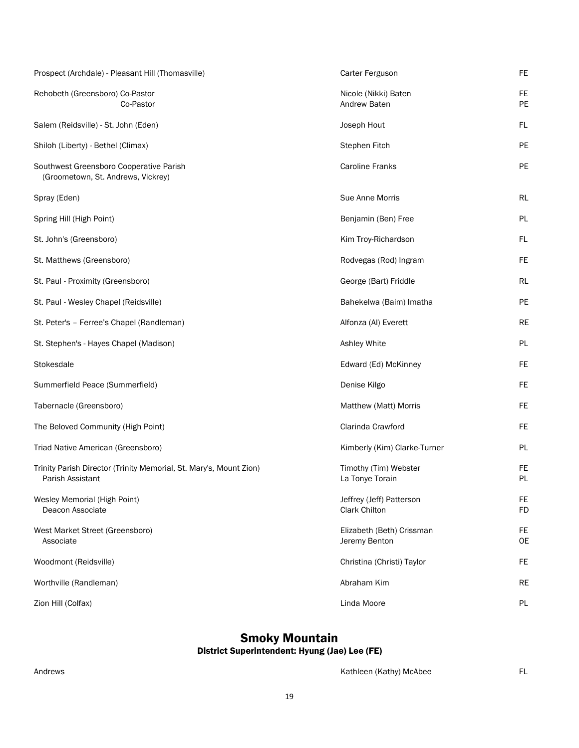| | | |
|---|---|---|
| Prospect (Archdale) - Pleasant Hill (Thomasville) | Carter Ferguson | FE |
| Rehobeth (Greensboro) Co-Pastor<br>Co-Pastor | Nicole (Nikki) Baten<br>Andrew Baten | FE<br>PE |
| Salem (Reidsville) - St. John (Eden) | Joseph Hout | FL |
| Shiloh (Liberty) - Bethel (Climax) | Stephen Fitch | PE |
| Southwest Greensboro Cooperative Parish<br>(Groometown, St. Andrews, Vickrey) | Caroline Franks | PE |
| Spray (Eden) | Sue Anne Morris | RL |
| Spring Hill (High Point) | Benjamin (Ben) Free | PL |
| St. John's (Greensboro) | Kim Troy-Richardson | FL |
| St. Matthews (Greensboro) | Rodvegas (Rod) Ingram | FE |
| St. Paul - Proximity (Greensboro) | George (Bart) Friddle | RL |
| St. Paul - Wesley Chapel (Reidsville) | Bahekelwa (Baim) Imatha | PE |
| St. Peter's – Ferree's Chapel (Randleman) | Alfonza (Al) Everett | RE |
| St. Stephen's - Hayes Chapel (Madison) | Ashley White | PL |
| Stokesdale | Edward (Ed) McKinney | FE |
| Summerfield Peace (Summerfield) | Denise Kilgo | FE |
| Tabernacle (Greensboro) | Matthew (Matt) Morris | FE |
| The Beloved Community (High Point) | Clarinda Crawford | FE |
| Triad Native American (Greensboro) | Kimberly (Kim) Clarke-Turner | PL |
| Trinity Parish Director (Trinity Memorial, St. Mary's, Mount Zion)<br>Parish Assistant | Timothy (Tim) Webster<br>La Tonye Torain | FE<br>PL |
| Wesley Memorial (High Point)<br>Deacon Associate | Jeffrey (Jeff) Patterson<br>Clark Chilton | FE<br>FD |
| West Market Street (Greensboro)<br>Associate | Elizabeth (Beth) Crissman<br>Jeremy Benton | FE<br>OE |
| Woodmont (Reidsville) | Christina (Christi) Taylor | FE |
| Worthville (Randleman) | Abraham Kim | RE |
| Zion Hill (Colfax) | Linda Moore | PL |

## Smoky Mountain

### District Superintendent: Hyung (Jae) Lee (FE)

| | | |
|---|---|---|
| Andrews | Kathleen (Kathy) McAbee | FL |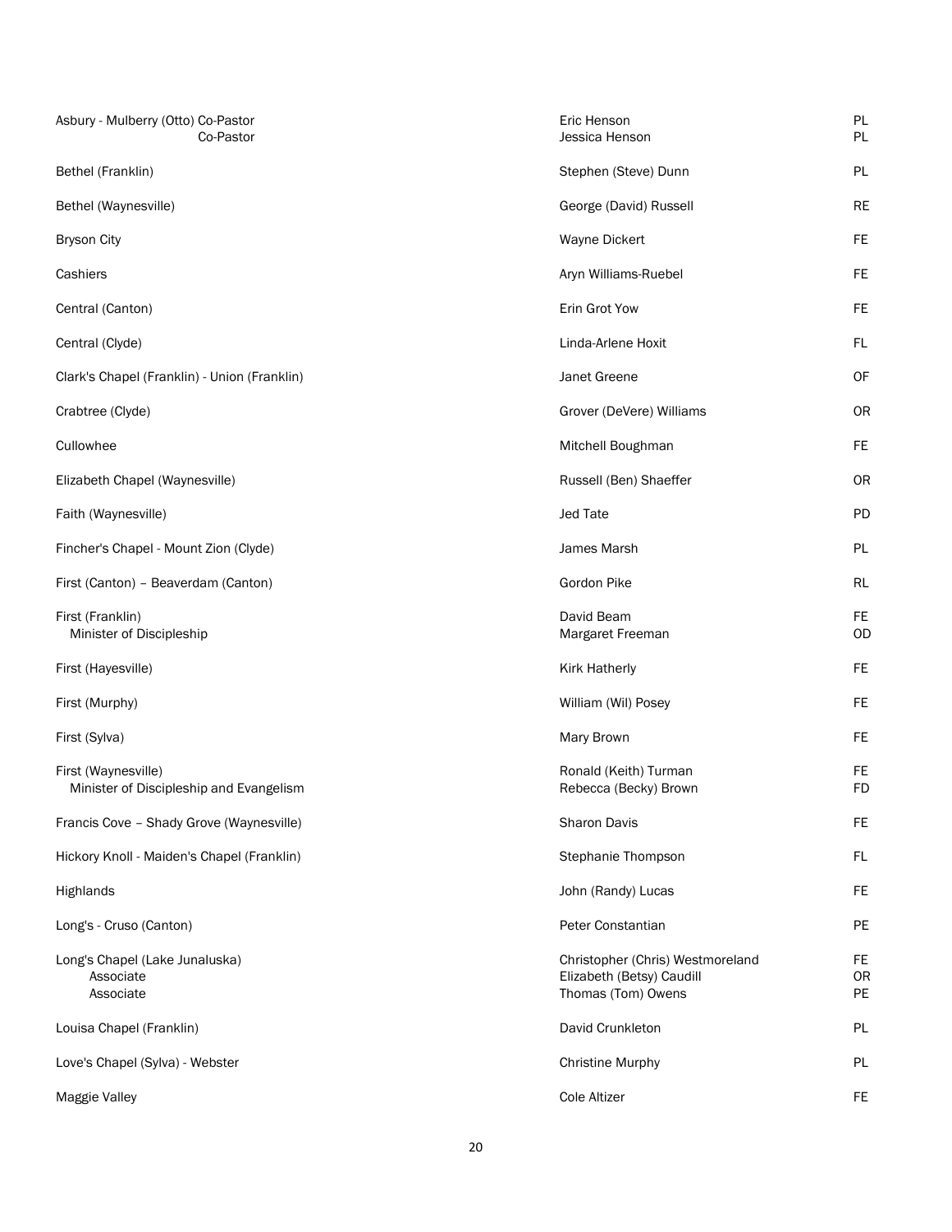| Church | Appointee | Status |
|---|---|---|
| Asbury - Mulberry (Otto) Co-Pastor | Eric Henson | PL |
| Co-Pastor | Jessica Henson | PL |
| Bethel (Franklin) | Stephen (Steve) Dunn | PL |
| Bethel (Waynesville) | George (David) Russell | RE |
| Bryson City | Wayne Dickert | FE |
| Cashiers | Aryn Williams-Ruebel | FE |
| Central (Canton) | Erin Grot Yow | FE |
| Central (Clyde) | Linda-Arlene Hoxit | FL |
| Clark's Chapel (Franklin) - Union (Franklin) | Janet Greene | OF |
| Crabtree (Clyde) | Grover (DeVere) Williams | OR |
| Cullowhee | Mitchell Boughman | FE |
| Elizabeth Chapel (Waynesville) | Russell (Ben) Shaeffer | OR |
| Faith (Waynesville) | Jed Tate | PD |
| Fincher's Chapel - Mount Zion (Clyde) | James Marsh | PL |
| First (Canton) – Beaverdam (Canton) | Gordon Pike | RL |
| First (Franklin) | David Beam | FE |
| Minister of Discipleship | Margaret Freeman | OD |
| First (Hayesville) | Kirk Hatherly | FE |
| First (Murphy) | William (Wil) Posey | FE |
| First (Sylva) | Mary Brown | FE |
| First (Waynesville) | Ronald (Keith) Turman | FE |
| Minister of Discipleship and Evangelism | Rebecca (Becky) Brown | FD |
| Francis Cove – Shady Grove (Waynesville) | Sharon Davis | FE |
| Hickory Knoll - Maiden's Chapel (Franklin) | Stephanie Thompson | FL |
| Highlands | John (Randy) Lucas | FE |
| Long's - Cruso (Canton) | Peter Constantian | PE |
| Long's Chapel (Lake Junaluska) | Christopher (Chris) Westmoreland | FE |
| Associate | Elizabeth (Betsy) Caudill | OR |
| Associate | Thomas (Tom) Owens | PE |
| Louisa Chapel (Franklin) | David Crunkleton | PL |
| Love's Chapel (Sylva) - Webster | Christine Murphy | PL |
| Maggie Valley | Cole Altizer | FE |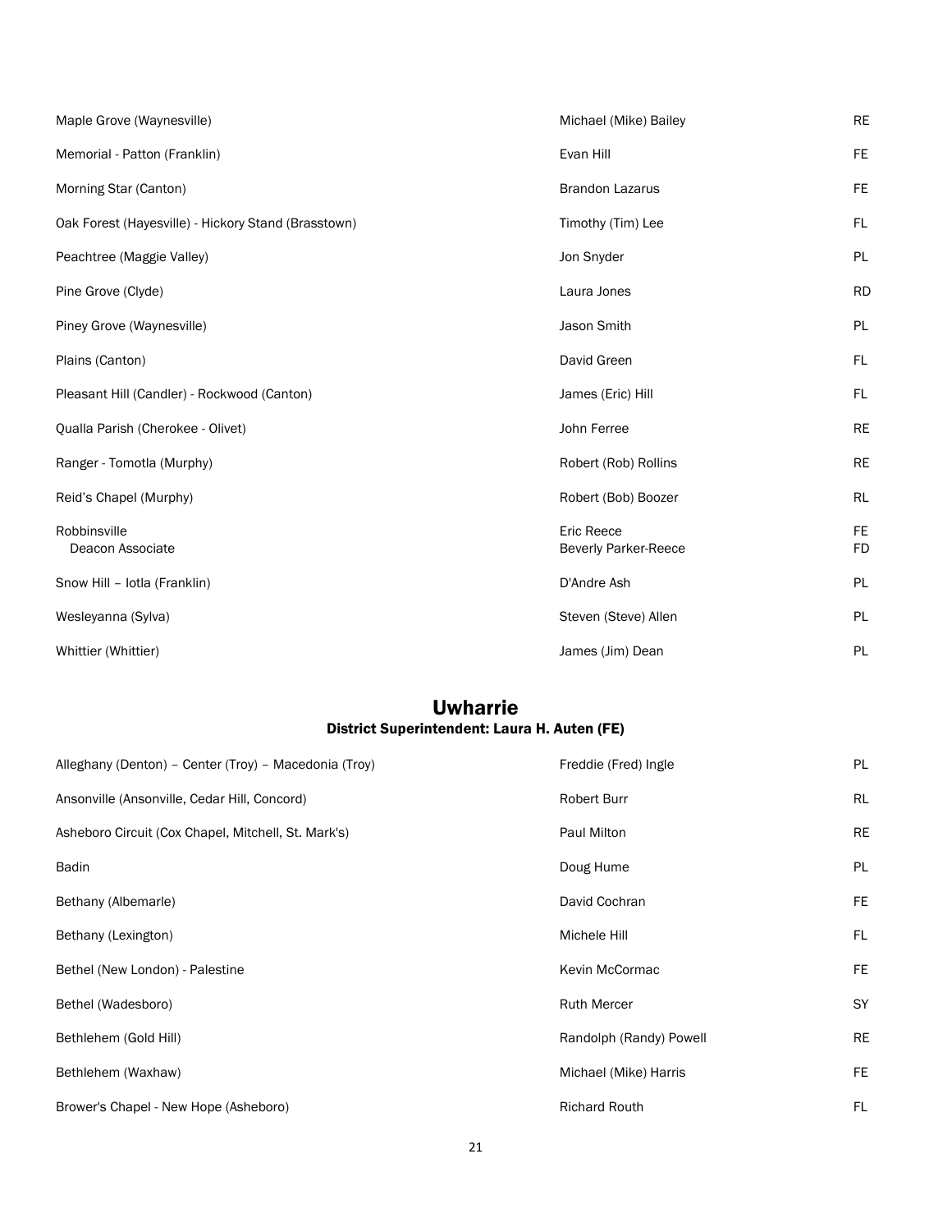| | | |
|---|---|---|
| Maple Grove (Waynesville) | Michael (Mike) Bailey | RE |
| Memorial - Patton (Franklin) | Evan Hill | FE |
| Morning Star (Canton) | Brandon Lazarus | FE |
| Oak Forest (Hayesville) - Hickory Stand (Brasstown) | Timothy (Tim) Lee | FL |
| Peachtree (Maggie Valley) | Jon Snyder | PL |
| Pine Grove (Clyde) | Laura Jones | RD |
| Piney Grove (Waynesville) | Jason Smith | PL |
| Plains (Canton) | David Green | FL |
| Pleasant Hill (Candler) - Rockwood (Canton) | James (Eric) Hill | FL |
| Qualla Parish (Cherokee - Olivet) | John Ferree | RE |
| Ranger - Tomotla (Murphy) | Robert (Rob) Rollins | RE |
| Reid's Chapel (Murphy) | Robert (Bob) Boozer | RL |
| Robbinsville | Eric Reece | FE |
| Deacon Associate | Beverly Parker-Reece | FD |
| Snow Hill – Iotla (Franklin) | D'Andre Ash | PL |
| Wesleyanna (Sylva) | Steven (Steve) Allen | PL |
| Whittier (Whittier) | James (Jim) Dean | PL |

## Uwharrie

### District Superintendent: Laura H. Auten (FE)

| | | |
|---|---|---|
| Alleghany (Denton) – Center (Troy) – Macedonia (Troy) | Freddie (Fred) Ingle | PL |
| Ansonville (Ansonville, Cedar Hill, Concord) | Robert Burr | RL |
| Asheboro Circuit (Cox Chapel, Mitchell, St. Mark's) | Paul Milton | RE |
| Badin | Doug Hume | PL |
| Bethany (Albemarle) | David Cochran | FE |
| Bethany (Lexington) | Michele Hill | FL |
| Bethel (New London) - Palestine | Kevin McCormac | FE |
| Bethel (Wadesboro) | Ruth Mercer | SY |
| Bethlehem (Gold Hill) | Randolph (Randy) Powell | RE |
| Bethlehem (Waxhaw) | Michael (Mike) Harris | FE |
| Brower's Chapel - New Hope (Asheboro) | Richard Routh | FL |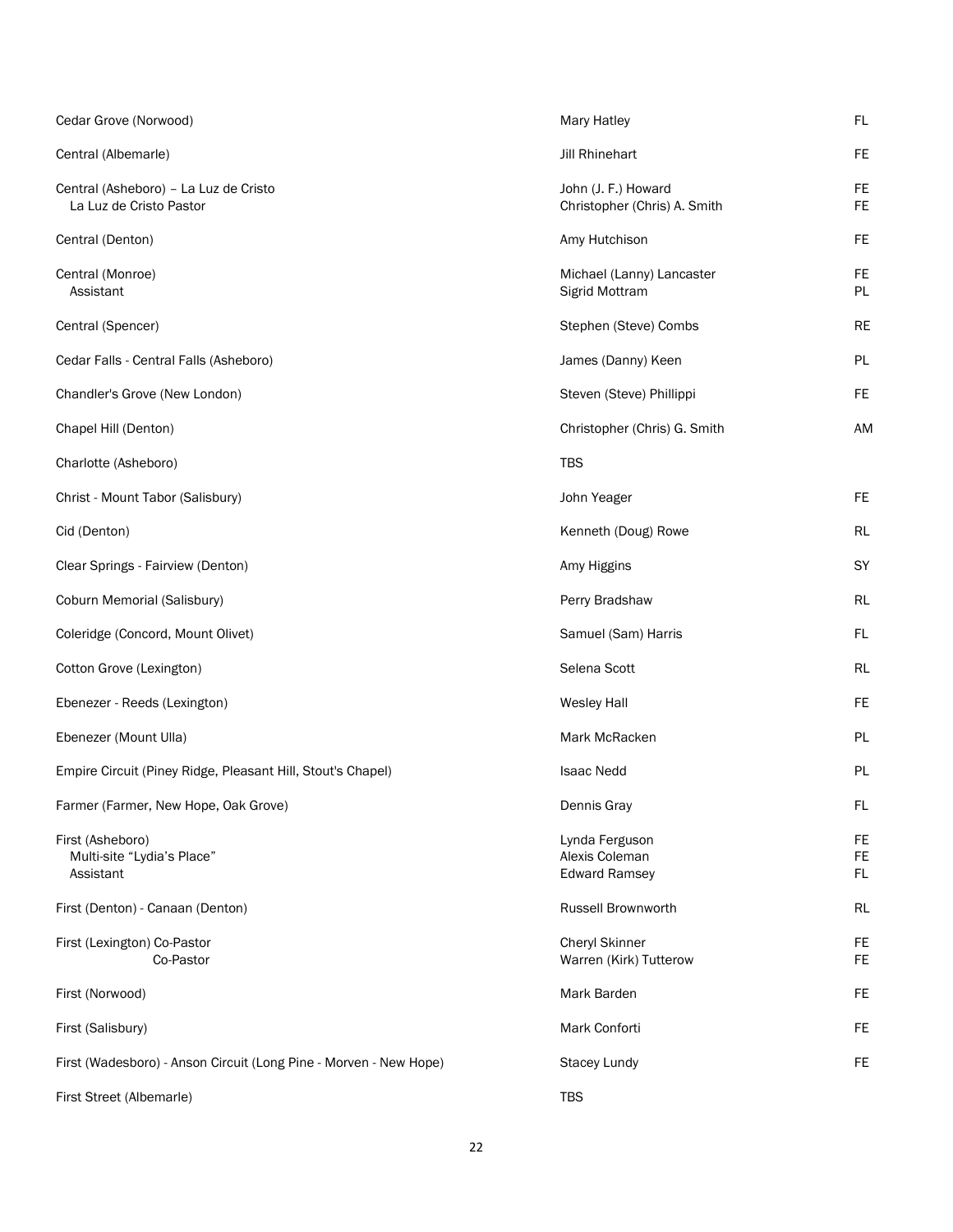| Church | Pastor | Status |
|---|---|---|
| Cedar Grove (Norwood) | Mary Hatley | FL |
| Central (Albemarle) | Jill Rhinehart | FE |
| Central (Asheboro) – La Luz de Cristo | John (J. F.) Howard | FE |
| La Luz de Cristo Pastor | Christopher (Chris) A. Smith | FE |
| Central (Denton) | Amy Hutchison | FE |
| Central (Monroe) | Michael (Lanny) Lancaster | FE |
| Assistant | Sigrid Mottram | PL |
| Central (Spencer) | Stephen (Steve) Combs | RE |
| Cedar Falls - Central Falls (Asheboro) | James (Danny) Keen | PL |
| Chandler's Grove (New London) | Steven (Steve) Phillippi | FE |
| Chapel Hill (Denton) | Christopher (Chris) G. Smith | AM |
| Charlotte (Asheboro) | TBS | |
| Christ - Mount Tabor (Salisbury) | John Yeager | FE |
| Cid (Denton) | Kenneth (Doug) Rowe | RL |
| Clear Springs - Fairview (Denton) | Amy Higgins | SY |
| Coburn Memorial (Salisbury) | Perry Bradshaw | RL |
| Coleridge (Concord, Mount Olivet) | Samuel (Sam) Harris | FL |
| Cotton Grove (Lexington) | Selena Scott | RL |
| Ebenezer - Reeds (Lexington) | Wesley Hall | FE |
| Ebenezer (Mount Ulla) | Mark McRacken | PL |
| Empire Circuit (Piney Ridge, Pleasant Hill, Stout's Chapel) | Isaac Nedd | PL |
| Farmer (Farmer, New Hope, Oak Grove) | Dennis Gray | FL |
| First (Asheboro) | Lynda Ferguson | FE |
| Multi-site "Lydia's Place" | Alexis Coleman | FE |
| Assistant | Edward Ramsey | FL |
| First (Denton) - Canaan (Denton) | Russell Brownworth | RL |
| First (Lexington) Co-Pastor | Cheryl Skinner | FE |
| Co-Pastor | Warren (Kirk) Tutterow | FE |
| First (Norwood) | Mark Barden | FE |
| First (Salisbury) | Mark Conforti | FE |
| First (Wadesboro) - Anson Circuit (Long Pine - Morven - New Hope) | Stacey Lundy | FE |
| First Street (Albemarle) | TBS | |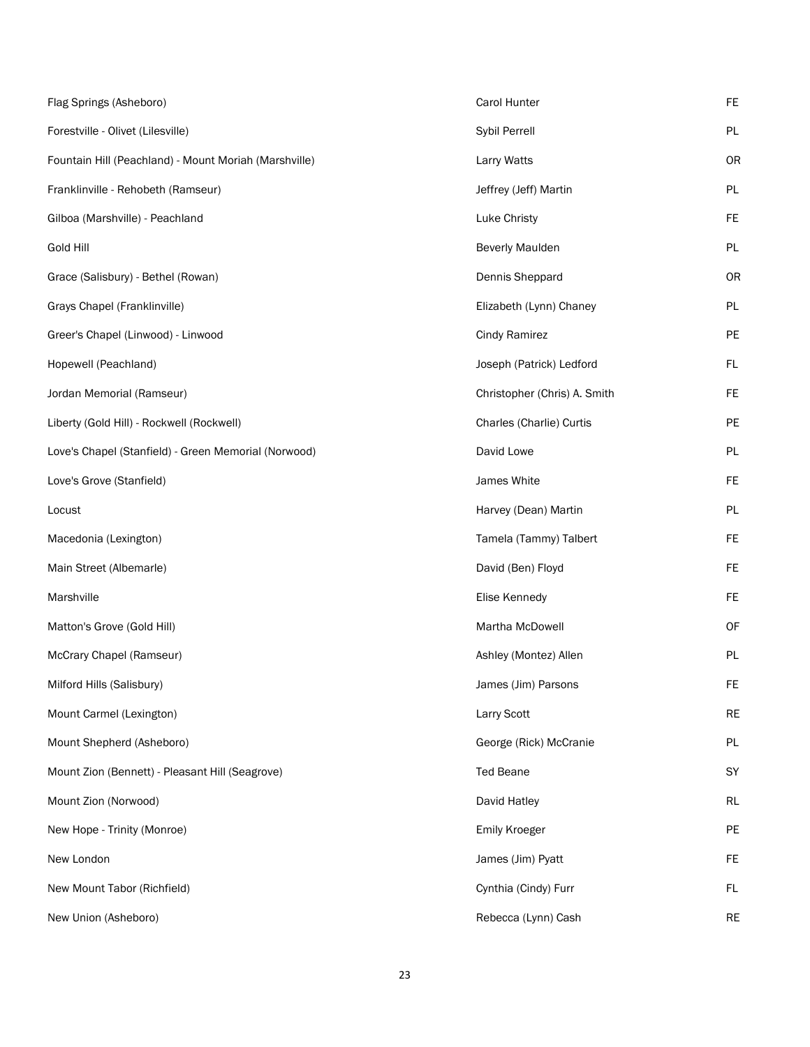| | | |
|---|---|---|
| Flag Springs (Asheboro) | Carol Hunter | FE |
| Forestville - Olivet (Lilesville) | Sybil Perrell | PL |
| Fountain Hill (Peachland) - Mount Moriah (Marshville) | Larry Watts | OR |
| Franklinville - Rehobeth (Ramseur) | Jeffrey (Jeff) Martin | PL |
| Gilboa (Marshville) - Peachland | Luke Christy | FE |
| Gold Hill | Beverly Maulden | PL |
| Grace (Salisbury) - Bethel (Rowan) | Dennis Sheppard | OR |
| Grays Chapel (Franklinville) | Elizabeth (Lynn) Chaney | PL |
| Greer's Chapel (Linwood) - Linwood | Cindy Ramirez | PE |
| Hopewell (Peachland) | Joseph (Patrick) Ledford | FL |
| Jordan Memorial (Ramseur) | Christopher (Chris) A. Smith | FE |
| Liberty (Gold Hill) - Rockwell (Rockwell) | Charles (Charlie) Curtis | PE |
| Love's Chapel (Stanfield) - Green Memorial (Norwood) | David Lowe | PL |
| Love's Grove (Stanfield) | James White | FE |
| Locust | Harvey (Dean) Martin | PL |
| Macedonia (Lexington) | Tamela (Tammy) Talbert | FE |
| Main Street (Albemarle) | David (Ben) Floyd | FE |
| Marshville | Elise Kennedy | FE |
| Matton's Grove (Gold Hill) | Martha McDowell | OF |
| McCrary Chapel (Ramseur) | Ashley (Montez) Allen | PL |
| Milford Hills (Salisbury) | James (Jim) Parsons | FE |
| Mount Carmel (Lexington) | Larry Scott | RE |
| Mount Shepherd (Asheboro) | George (Rick) McCranie | PL |
| Mount Zion (Bennett) - Pleasant Hill (Seagrove) | Ted Beane | SY |
| Mount Zion (Norwood) | David Hatley | RL |
| New Hope - Trinity (Monroe) | Emily Kroeger | PE |
| New London | James (Jim) Pyatt | FE |
| New Mount Tabor (Richfield) | Cynthia (Cindy) Furr | FL |
| New Union (Asheboro) | Rebecca (Lynn) Cash | RE |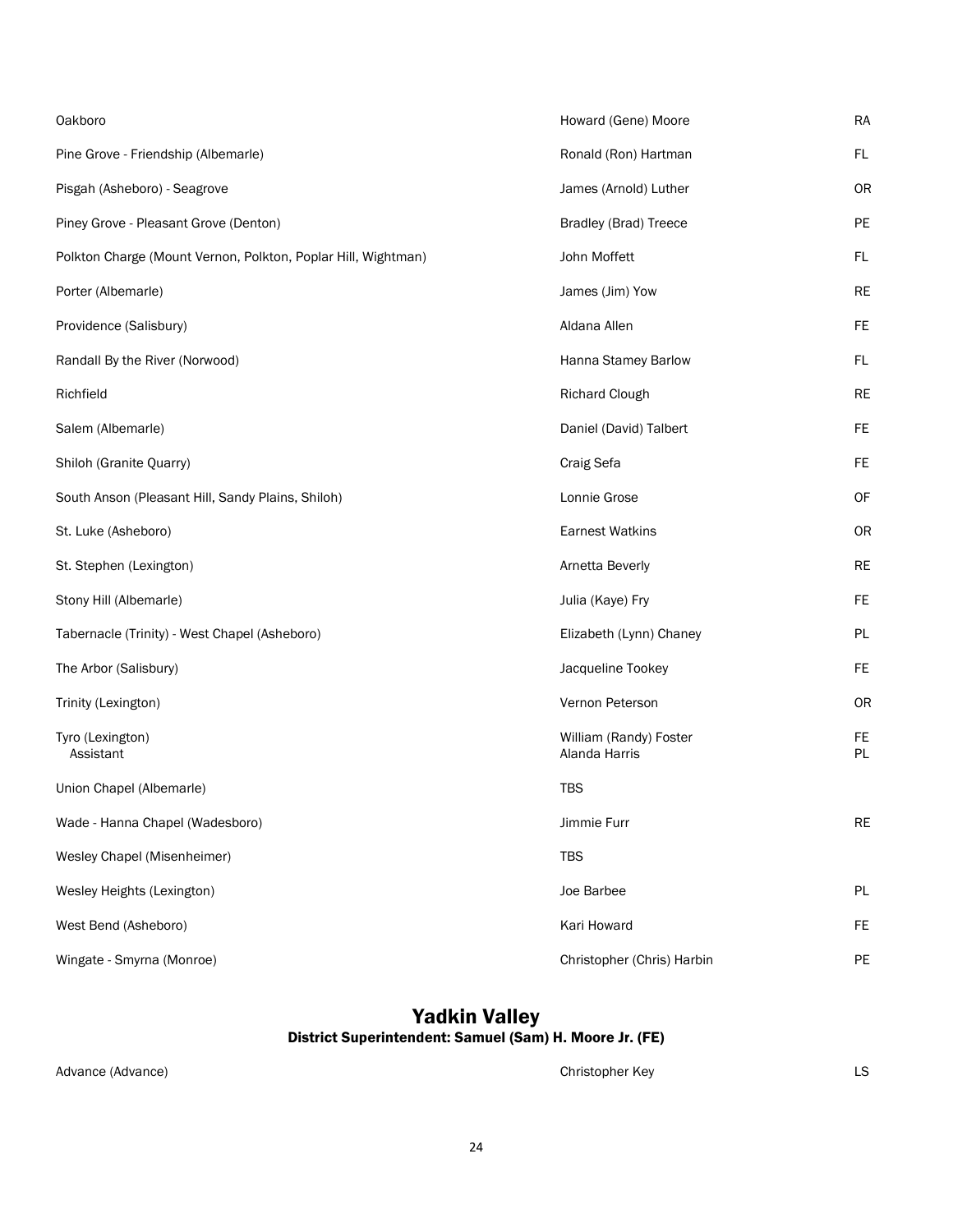| | | |
|---|---|---|
| Oakboro | Howard (Gene) Moore | RA |
| Pine Grove - Friendship (Albemarle) | Ronald (Ron) Hartman | FL |
| Pisgah (Asheboro) - Seagrove | James (Arnold) Luther | OR |
| Piney Grove - Pleasant Grove (Denton) | Bradley (Brad) Treece | PE |
| Polkton Charge (Mount Vernon, Polkton, Poplar Hill, Wightman) | John Moffett | FL |
| Porter (Albemarle) | James (Jim) Yow | RE |
| Providence (Salisbury) | Aldana Allen | FE |
| Randall By the River (Norwood) | Hanna Stamey Barlow | FL |
| Richfield | Richard Clough | RE |
| Salem (Albemarle) | Daniel (David) Talbert | FE |
| Shiloh (Granite Quarry) | Craig Sefa | FE |
| South Anson (Pleasant Hill, Sandy Plains, Shiloh) | Lonnie Grose | OF |
| St. Luke (Asheboro) | Earnest Watkins | OR |
| St. Stephen (Lexington) | Arnetta Beverly | RE |
| Stony Hill (Albemarle) | Julia (Kaye) Fry | FE |
| Tabernacle (Trinity) - West Chapel (Asheboro) | Elizabeth (Lynn) Chaney | PL |
| The Arbor (Salisbury) | Jacqueline Tookey | FE |
| Trinity (Lexington) | Vernon Peterson | OR |
| Tyro (Lexington) | William (Randy) Foster | FE |
| Assistant | Alanda Harris | PL |
| Union Chapel (Albemarle) | TBS | |
| Wade - Hanna Chapel (Wadesboro) | Jimmie Furr | RE |
| Wesley Chapel (Misenheimer) | TBS | |
| Wesley Heights (Lexington) | Joe Barbee | PL |
| West Bend (Asheboro) | Kari Howard | FE |
| Wingate - Smyrna (Monroe) | Christopher (Chris) Harbin | PE |

## Yadkin Valley

**District Superintendent: Samuel (Sam) H. Moore Jr. (FE)**

| | | |
|---|---|---|
| Advance (Advance) | Christopher Key | LS |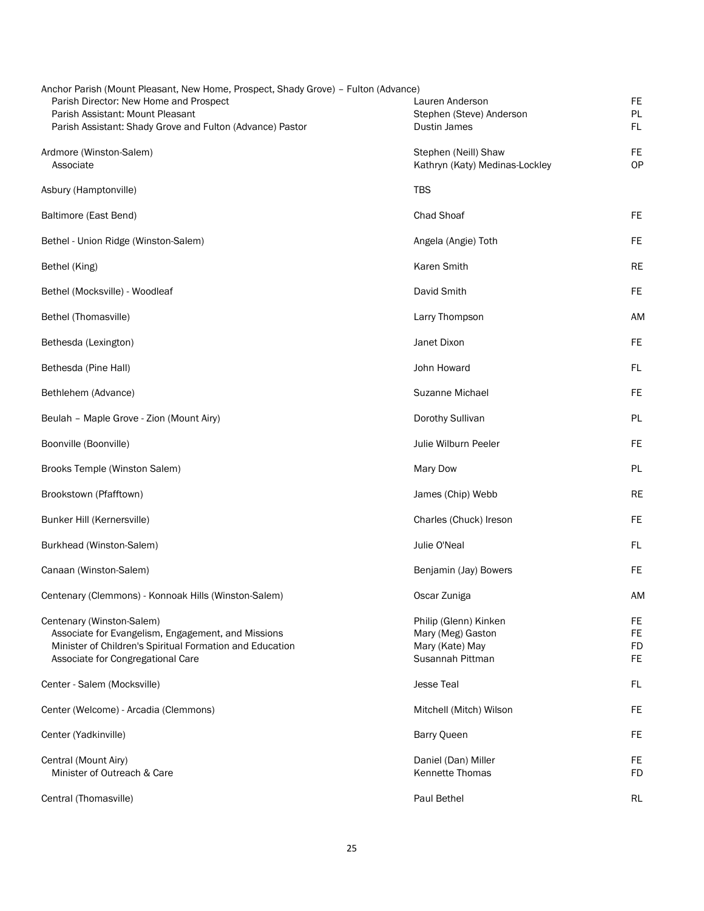| Church / Position | Name | Status |
|---|---|---|
| Anchor Parish (Mount Pleasant, New Home, Prospect, Shady Grove) – Fulton (Advance) | | |
| Parish Director: New Home and Prospect | Lauren Anderson | FE |
| Parish Assistant: Mount Pleasant | Stephen (Steve) Anderson | PL |
| Parish Assistant: Shady Grove and Fulton (Advance) Pastor | Dustin James | FL |
| Ardmore (Winston-Salem) | Stephen (Neill) Shaw | FE |
| Associate | Kathryn (Katy) Medinas-Lockley | OP |
| Asbury (Hamptonville) | TBS | |
| Baltimore (East Bend) | Chad Shoaf | FE |
| Bethel - Union Ridge (Winston-Salem) | Angela (Angie) Toth | FE |
| Bethel (King) | Karen Smith | RE |
| Bethel (Mocksville) - Woodleaf | David Smith | FE |
| Bethel (Thomasville) | Larry Thompson | AM |
| Bethesda (Lexington) | Janet Dixon | FE |
| Bethesda (Pine Hall) | John Howard | FL |
| Bethlehem (Advance) | Suzanne Michael | FE |
| Beulah – Maple Grove - Zion (Mount Airy) | Dorothy Sullivan | PL |
| Boonville (Boonville) | Julie Wilburn Peeler | FE |
| Brooks Temple (Winston Salem) | Mary Dow | PL |
| Brookstown (Pfafftown) | James (Chip) Webb | RE |
| Bunker Hill (Kernersville) | Charles (Chuck) Ireson | FE |
| Burkhead (Winston-Salem) | Julie O'Neal | FL |
| Canaan (Winston-Salem) | Benjamin (Jay) Bowers | FE |
| Centenary (Clemmons) - Konnoak Hills (Winston-Salem) | Oscar Zuniga | AM |
| Centenary (Winston-Salem) | Philip (Glenn) Kinken | FE |
| Associate for Evangelism, Engagement, and Missions | Mary (Meg) Gaston | FE |
| Minister of Children's Spiritual Formation and Education | Mary (Kate) May | FD |
| Associate for Congregational Care | Susannah Pittman | FE |
| Center - Salem (Mocksville) | Jesse Teal | FL |
| Center (Welcome) - Arcadia (Clemmons) | Mitchell (Mitch) Wilson | FE |
| Center (Yadkinville) | Barry Queen | FE |
| Central (Mount Airy) | Daniel (Dan) Miller | FE |
| Minister of Outreach & Care | Kennette Thomas | FD |
| Central (Thomasville) | Paul Bethel | RL |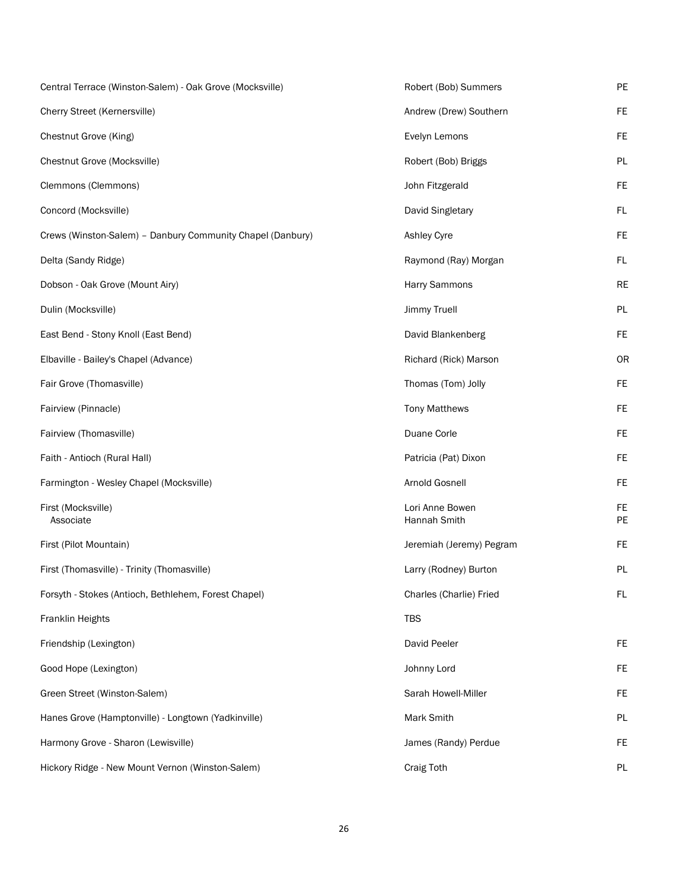| | | |
|---|---|---|
| Central Terrace (Winston-Salem) - Oak Grove (Mocksville) | Robert (Bob) Summers | PE |
| Cherry Street (Kernersville) | Andrew (Drew) Southern | FE |
| Chestnut Grove (King) | Evelyn Lemons | FE |
| Chestnut Grove (Mocksville) | Robert (Bob) Briggs | PL |
| Clemmons (Clemmons) | John Fitzgerald | FE |
| Concord (Mocksville) | David Singletary | FL |
| Crews (Winston-Salem) – Danbury Community Chapel (Danbury) | Ashley Cyre | FE |
| Delta (Sandy Ridge) | Raymond (Ray) Morgan | FL |
| Dobson - Oak Grove (Mount Airy) | Harry Sammons | RE |
| Dulin (Mocksville) | Jimmy Truell | PL |
| East Bend - Stony Knoll (East Bend) | David Blankenberg | FE |
| Elbaville - Bailey's Chapel (Advance) | Richard (Rick) Marson | OR |
| Fair Grove (Thomasville) | Thomas (Tom) Jolly | FE |
| Fairview (Pinnacle) | Tony Matthews | FE |
| Fairview (Thomasville) | Duane Corle | FE |
| Faith - Antioch (Rural Hall) | Patricia (Pat) Dixon | FE |
| Farmington - Wesley Chapel (Mocksville) | Arnold Gosnell | FE |
| First (Mocksville) | Lori Anne Bowen | FE |
| Associate | Hannah Smith | PE |
| First (Pilot Mountain) | Jeremiah (Jeremy) Pegram | FE |
| First (Thomasville) - Trinity (Thomasville) | Larry (Rodney) Burton | PL |
| Forsyth - Stokes (Antioch, Bethlehem, Forest Chapel) | Charles (Charlie) Fried | FL |
| Franklin Heights | TBS | |
| Friendship (Lexington) | David Peeler | FE |
| Good Hope (Lexington) | Johnny Lord | FE |
| Green Street (Winston-Salem) | Sarah Howell-Miller | FE |
| Hanes Grove (Hamptonville) - Longtown (Yadkinville) | Mark Smith | PL |
| Harmony Grove - Sharon (Lewisville) | James (Randy) Perdue | FE |
| Hickory Ridge - New Mount Vernon (Winston-Salem) | Craig Toth | PL |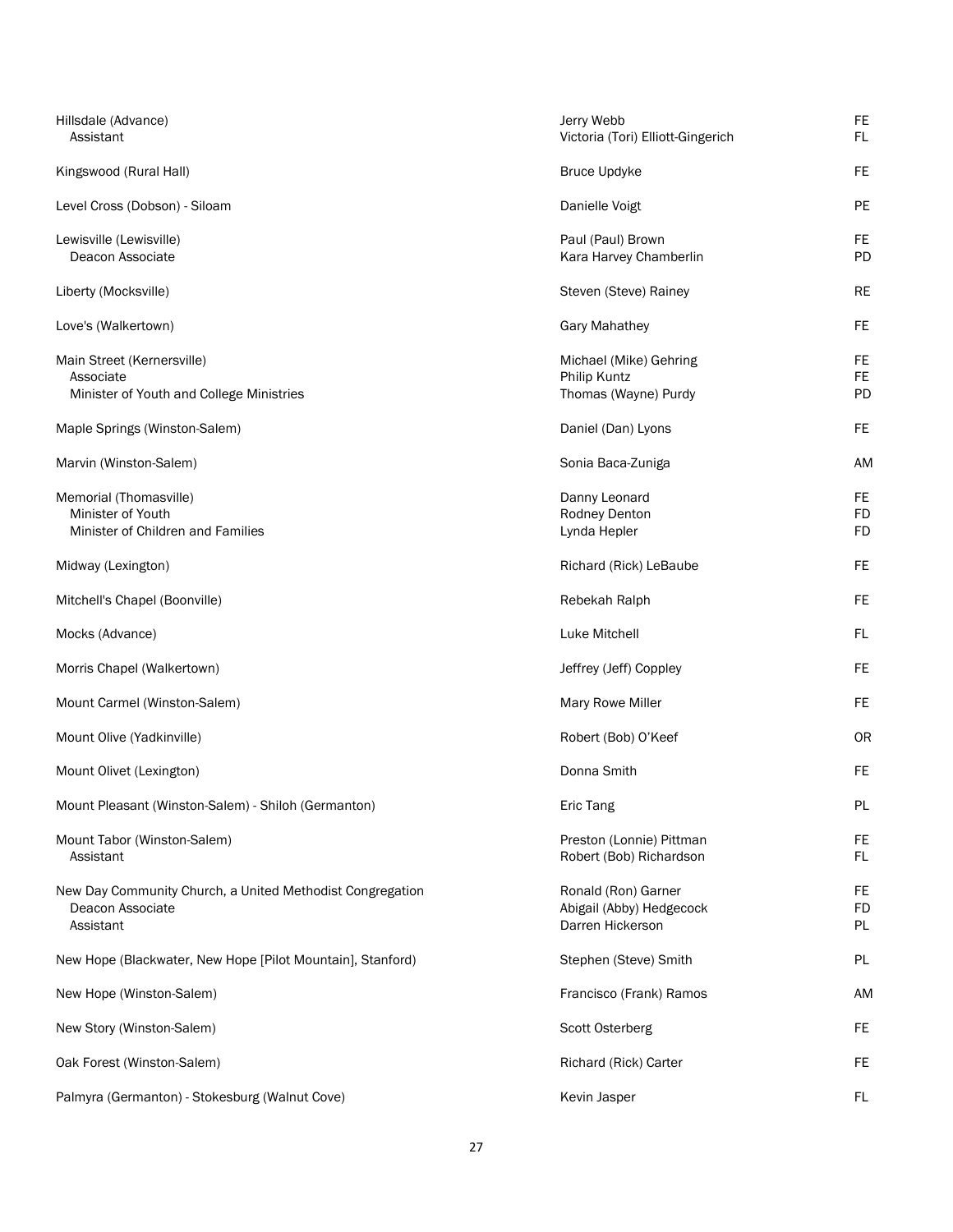| Church / Position | Name | Status |
|---|---|---|
| Hillsdale (Advance) | Jerry Webb | FE |
| Assistant | Victoria (Tori) Elliott-Gingerich | FL |
| Kingswood (Rural Hall) | Bruce Updyke | FE |
| Level Cross (Dobson) - Siloam | Danielle Voigt | PE |
| Lewisville (Lewisville) | Paul (Paul) Brown | FE |
| Deacon Associate | Kara Harvey Chamberlin | PD |
| Liberty (Mocksville) | Steven (Steve) Rainey | RE |
| Love's (Walkertown) | Gary Mahathey | FE |
| Main Street (Kernersville) | Michael (Mike) Gehring | FE |
| Associate | Philip Kuntz | FE |
| Minister of Youth and College Ministries | Thomas (Wayne) Purdy | PD |
| Maple Springs (Winston-Salem) | Daniel (Dan) Lyons | FE |
| Marvin (Winston-Salem) | Sonia Baca-Zuniga | AM |
| Memorial (Thomasville) | Danny Leonard | FE |
| Minister of Youth | Rodney Denton | FD |
| Minister of Children and Families | Lynda Hepler | FD |
| Midway (Lexington) | Richard (Rick) LeBaube | FE |
| Mitchell's Chapel (Boonville) | Rebekah Ralph | FE |
| Mocks (Advance) | Luke Mitchell | FL |
| Morris Chapel (Walkertown) | Jeffrey (Jeff) Coppley | FE |
| Mount Carmel (Winston-Salem) | Mary Rowe Miller | FE |
| Mount Olive (Yadkinville) | Robert (Bob) O'Keef | OR |
| Mount Olivet (Lexington) | Donna Smith | FE |
| Mount Pleasant (Winston-Salem) - Shiloh (Germanton) | Eric Tang | PL |
| Mount Tabor (Winston-Salem) | Preston (Lonnie) Pittman | FE |
| Assistant | Robert (Bob) Richardson | FL |
| New Day Community Church, a United Methodist Congregation | Ronald (Ron) Garner | FE |
| Deacon Associate | Abigail (Abby) Hedgecock | FD |
| Assistant | Darren Hickerson | PL |
| New Hope (Blackwater, New Hope [Pilot Mountain], Stanford) | Stephen (Steve) Smith | PL |
| New Hope (Winston-Salem) | Francisco (Frank) Ramos | AM |
| New Story (Winston-Salem) | Scott Osterberg | FE |
| Oak Forest (Winston-Salem) | Richard (Rick) Carter | FE |
| Palmyra (Germanton) - Stokesburg (Walnut Cove) | Kevin Jasper | FL |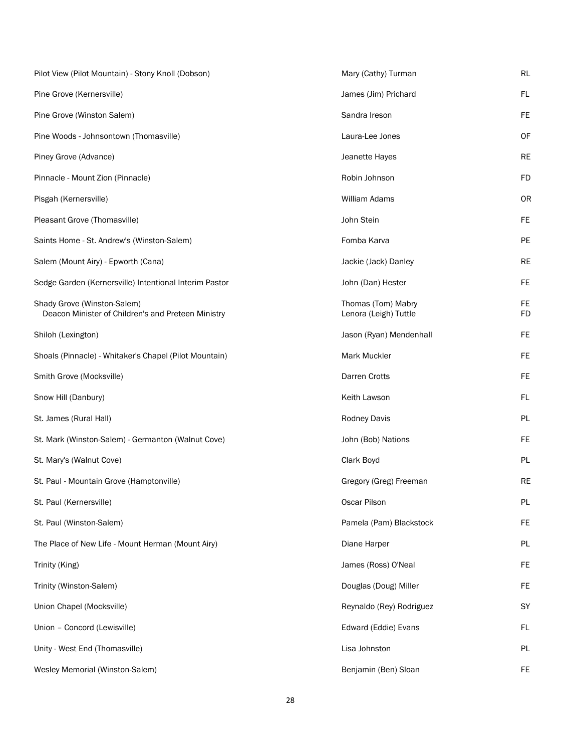| | | |
|---|---|---|
| Pilot View (Pilot Mountain) - Stony Knoll (Dobson) | Mary (Cathy) Turman | RL |
| Pine Grove (Kernersville) | James (Jim) Prichard | FL |
| Pine Grove (Winston Salem) | Sandra Ireson | FE |
| Pine Woods - Johnsontown (Thomasville) | Laura-Lee Jones | OF |
| Piney Grove (Advance) | Jeanette Hayes | RE |
| Pinnacle - Mount Zion (Pinnacle) | Robin Johnson | FD |
| Pisgah (Kernersville) | William Adams | OR |
| Pleasant Grove (Thomasville) | John Stein | FE |
| Saints Home - St. Andrew's (Winston-Salem) | Fomba Karva | PE |
| Salem (Mount Airy) - Epworth (Cana) | Jackie (Jack) Danley | RE |
| Sedge Garden (Kernersville) Intentional Interim Pastor | John (Dan) Hester | FE |
| Shady Grove (Winston-Salem) | Thomas (Tom) Mabry | FE |
| Deacon Minister of Children's and Preteen Ministry | Lenora (Leigh) Tuttle | FD |
| Shiloh (Lexington) | Jason (Ryan) Mendenhall | FE |
| Shoals (Pinnacle) - Whitaker's Chapel (Pilot Mountain) | Mark Muckler | FE |
| Smith Grove (Mocksville) | Darren Crotts | FE |
| Snow Hill (Danbury) | Keith Lawson | FL |
| St. James (Rural Hall) | Rodney Davis | PL |
| St. Mark (Winston-Salem) - Germanton (Walnut Cove) | John (Bob) Nations | FE |
| St. Mary's (Walnut Cove) | Clark Boyd | PL |
| St. Paul - Mountain Grove (Hamptonville) | Gregory (Greg) Freeman | RE |
| St. Paul (Kernersville) | Oscar Pilson | PL |
| St. Paul (Winston-Salem) | Pamela (Pam) Blackstock | FE |
| The Place of New Life - Mount Herman (Mount Airy) | Diane Harper | PL |
| Trinity (King) | James (Ross) O'Neal | FE |
| Trinity (Winston-Salem) | Douglas (Doug) Miller | FE |
| Union Chapel (Mocksville) | Reynaldo (Rey) Rodriguez | SY |
| Union – Concord (Lewisville) | Edward (Eddie) Evans | FL |
| Unity - West End (Thomasville) | Lisa Johnston | PL |
| Wesley Memorial (Winston-Salem) | Benjamin (Ben) Sloan | FE |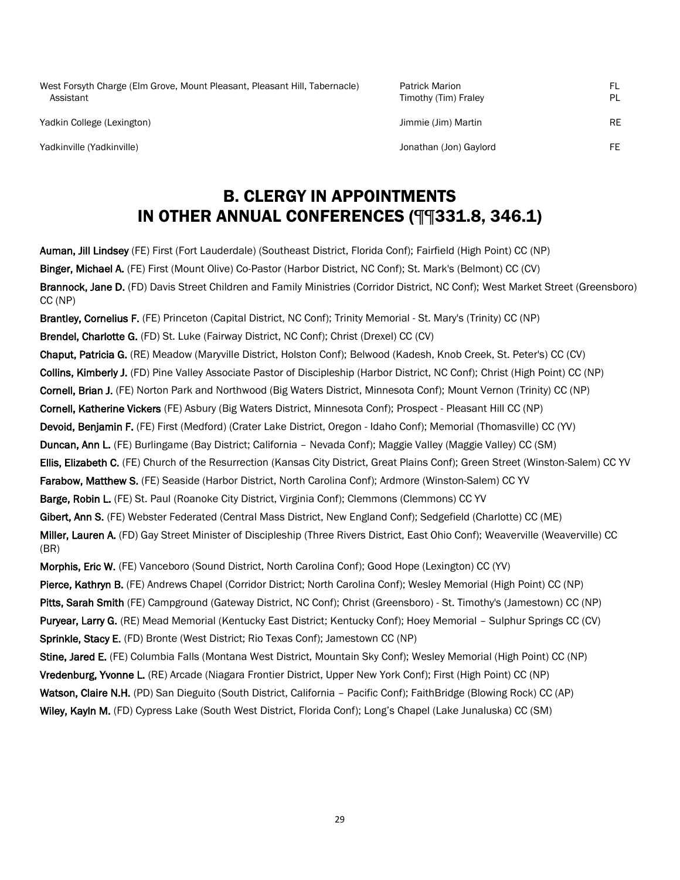| | | |
|---|---|---|
| West Forsyth Charge (Elm Grove, Mount Pleasant, Pleasant Hill, Tabernacle) | Patrick Marion | FL |
| Assistant | Timothy (Tim) Fraley | PL |
| Yadkin College (Lexington) | Jimmie (Jim) Martin | RE |
| Yadkinville (Yadkinville) | Jonathan (Jon) Gaylord | FE |

## B. CLERGY IN APPOINTMENTS IN OTHER ANNUAL CONFERENCES (¶¶331.8, 346.1)

**Auman, Jill Lindsey** (FE) First (Fort Lauderdale) (Southeast District, Florida Conf); Fairfield (High Point) CC (NP)

**Binger, Michael A.** (FE) First (Mount Olive) Co-Pastor (Harbor District, NC Conf); St. Mark's (Belmont) CC (CV)

**Brannock, Jane D.** (FD) Davis Street Children and Family Ministries (Corridor District, NC Conf); West Market Street (Greensboro) CC (NP)

**Brantley, Cornelius F.** (FE) Princeton (Capital District, NC Conf); Trinity Memorial - St. Mary's (Trinity) CC (NP)

**Brendel, Charlotte G.** (FD) St. Luke (Fairway District, NC Conf); Christ (Drexel) CC (CV)

**Chaput, Patricia G.** (RE) Meadow (Maryville District, Holston Conf); Belwood (Kadesh, Knob Creek, St. Peter's) CC (CV)

**Collins, Kimberly J.** (FD) Pine Valley Associate Pastor of Discipleship (Harbor District, NC Conf); Christ (High Point) CC (NP)

**Cornell, Brian J.** (FE) Norton Park and Northwood (Big Waters District, Minnesota Conf); Mount Vernon (Trinity) CC (NP)

**Cornell, Katherine Vickers** (FE) Asbury (Big Waters District, Minnesota Conf); Prospect - Pleasant Hill CC (NP)

**Devoid, Benjamin F.** (FE) First (Medford) (Crater Lake District, Oregon - Idaho Conf); Memorial (Thomasville) CC (YV)

**Duncan, Ann L.** (FE) Burlingame (Bay District; California – Nevada Conf); Maggie Valley (Maggie Valley) CC (SM)

**Ellis, Elizabeth C.** (FE) Church of the Resurrection (Kansas City District, Great Plains Conf); Green Street (Winston-Salem) CC YV

**Farabow, Matthew S.** (FE) Seaside (Harbor District, North Carolina Conf); Ardmore (Winston-Salem) CC YV

**Barge, Robin L.** (FE) St. Paul (Roanoke City District, Virginia Conf); Clemmons (Clemmons) CC YV

**Gibert, Ann S.** (FE) Webster Federated (Central Mass District, New England Conf); Sedgefield (Charlotte) CC (ME)

**Miller, Lauren A.** (FD) Gay Street Minister of Discipleship (Three Rivers District, East Ohio Conf); Weaverville (Weaverville) CC (BR)

**Morphis, Eric W.** (FE) Vanceboro (Sound District, North Carolina Conf); Good Hope (Lexington) CC (YV)

**Pierce, Kathryn B.** (FE) Andrews Chapel (Corridor District; North Carolina Conf); Wesley Memorial (High Point) CC (NP)

**Pitts, Sarah Smith** (FE) Campground (Gateway District, NC Conf); Christ (Greensboro) - St. Timothy's (Jamestown) CC (NP)

**Puryear, Larry G.** (RE) Mead Memorial (Kentucky East District; Kentucky Conf); Hoey Memorial – Sulphur Springs CC (CV)

**Sprinkle, Stacy E.** (FD) Bronte (West District; Rio Texas Conf); Jamestown CC (NP)

**Stine, Jared E.** (FE) Columbia Falls (Montana West District, Mountain Sky Conf); Wesley Memorial (High Point) CC (NP)

**Vredenburg, Yvonne L.** (RE) Arcade (Niagara Frontier District, Upper New York Conf); First (High Point) CC (NP)

**Watson, Claire N.H.** (PD) San Dieguito (South District, California – Pacific Conf); FaithBridge (Blowing Rock) CC (AP)

**Wiley, Kayln M.** (FD) Cypress Lake (South West District, Florida Conf); Long's Chapel (Lake Junaluska) CC (SM)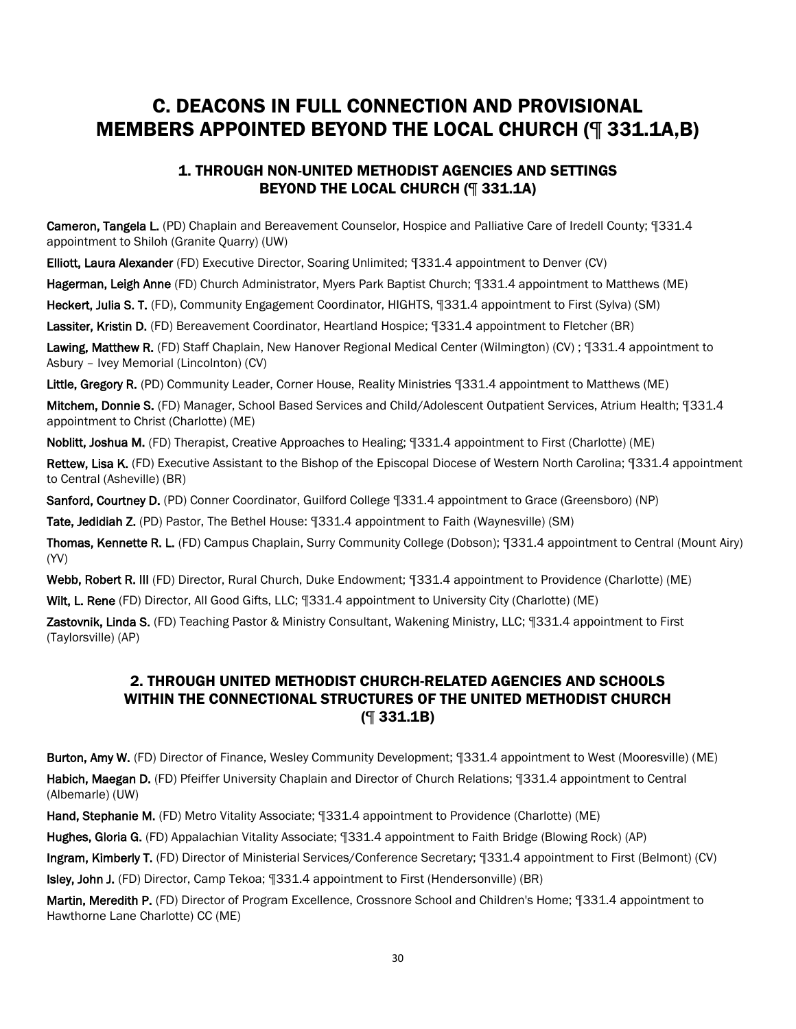# C. DEACONS IN FULL CONNECTION AND PROVISIONAL MEMBERS APPOINTED BEYOND THE LOCAL CHURCH (¶ 331.1A,B)

## 1. THROUGH NON-UNITED METHODIST AGENCIES AND SETTINGS BEYOND THE LOCAL CHURCH (¶ 331.1A)

**Cameron, Tangela L.** (PD) Chaplain and Bereavement Counselor, Hospice and Palliative Care of Iredell County; ¶331.4 appointment to Shiloh (Granite Quarry) (UW)

**Elliott, Laura Alexander** (FD) Executive Director, Soaring Unlimited; ¶331.4 appointment to Denver (CV)

**Hagerman, Leigh Anne** (FD) Church Administrator, Myers Park Baptist Church; ¶331.4 appointment to Matthews (ME)

**Heckert, Julia S. T.** (FD), Community Engagement Coordinator, HIGHTS, ¶331.4 appointment to First (Sylva) (SM)

**Lassiter, Kristin D.** (FD) Bereavement Coordinator, Heartland Hospice; ¶331.4 appointment to Fletcher (BR)

**Lawing, Matthew R.** (FD) Staff Chaplain, New Hanover Regional Medical Center (Wilmington) (CV) ; ¶331.4 appointment to Asbury – Ivey Memorial (Lincolnton) (CV)

**Little, Gregory R.** (PD) Community Leader, Corner House, Reality Ministries ¶331.4 appointment to Matthews (ME)

**Mitchem, Donnie S.** (FD) Manager, School Based Services and Child/Adolescent Outpatient Services, Atrium Health; ¶331.4 appointment to Christ (Charlotte) (ME)

**Noblitt, Joshua M.** (FD) Therapist, Creative Approaches to Healing; ¶331.4 appointment to First (Charlotte) (ME)

**Rettew, Lisa K.** (FD) Executive Assistant to the Bishop of the Episcopal Diocese of Western North Carolina; ¶331.4 appointment to Central (Asheville) (BR)

**Sanford, Courtney D.** (PD) Conner Coordinator, Guilford College ¶331.4 appointment to Grace (Greensboro) (NP)

**Tate, Jedidiah Z.** (PD) Pastor, The Bethel House: ¶331.4 appointment to Faith (Waynesville) (SM)

**Thomas, Kennette R. L.** (FD) Campus Chaplain, Surry Community College (Dobson); ¶331.4 appointment to Central (Mount Airy) (YV)

**Webb, Robert R. III** (FD) Director, Rural Church, Duke Endowment; ¶331.4 appointment to Providence (Charlotte) (ME)

**Wilt, L. Rene** (FD) Director, All Good Gifts, LLC; ¶331.4 appointment to University City (Charlotte) (ME)

**Zastovnik, Linda S.** (FD) Teaching Pastor & Ministry Consultant, Wakening Ministry, LLC; ¶331.4 appointment to First (Taylorsville) (AP)

## 2. THROUGH UNITED METHODIST CHURCH-RELATED AGENCIES AND SCHOOLS WITHIN THE CONNECTIONAL STRUCTURES OF THE UNITED METHODIST CHURCH (¶ 331.1B)

**Burton, Amy W.** (FD) Director of Finance, Wesley Community Development; ¶331.4 appointment to West (Mooresville) (ME)

**Habich, Maegan D.** (FD) Pfeiffer University Chaplain and Director of Church Relations; ¶331.4 appointment to Central (Albemarle) (UW)

**Hand, Stephanie M.** (FD) Metro Vitality Associate; ¶331.4 appointment to Providence (Charlotte) (ME)

**Hughes, Gloria G.** (FD) Appalachian Vitality Associate; ¶331.4 appointment to Faith Bridge (Blowing Rock) (AP)

**Ingram, Kimberly T.** (FD) Director of Ministerial Services/Conference Secretary; ¶331.4 appointment to First (Belmont) (CV)

**Isley, John J.** (FD) Director, Camp Tekoa; ¶331.4 appointment to First (Hendersonville) (BR)

**Martin, Meredith P.** (FD) Director of Program Excellence, Crossnore School and Children's Home; ¶331.4 appointment to Hawthorne Lane Charlotte) CC (ME)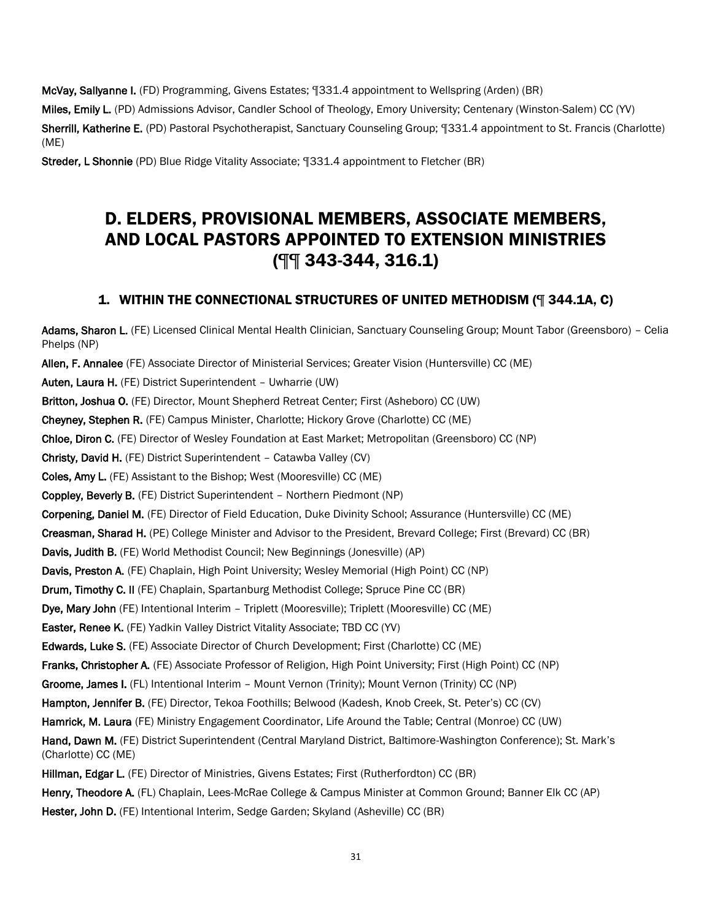**McVay, Sallyanne I.** (FD) Programming, Givens Estates; ¶331.4 appointment to Wellspring (Arden) (BR)

**Miles, Emily L.** (PD) Admissions Advisor, Candler School of Theology, Emory University; Centenary (Winston-Salem) CC (YV)

**Sherrill, Katherine E.** (PD) Pastoral Psychotherapist, Sanctuary Counseling Group; ¶331.4 appointment to St. Francis (Charlotte) (ME)

**Streder, L Shonnie** (PD) Blue Ridge Vitality Associate; ¶331.4 appointment to Fletcher (BR)

# D. ELDERS, PROVISIONAL MEMBERS, ASSOCIATE MEMBERS, AND LOCAL PASTORS APPOINTED TO EXTENSION MINISTRIES (¶¶ 343-344, 316.1)

## 1. WITHIN THE CONNECTIONAL STRUCTURES OF UNITED METHODISM (¶ 344.1A, C)

**Adams, Sharon L.** (FE) Licensed Clinical Mental Health Clinician, Sanctuary Counseling Group; Mount Tabor (Greensboro) – Celia Phelps (NP)

**Allen, F. Annalee** (FE) Associate Director of Ministerial Services; Greater Vision (Huntersville) CC (ME)

**Auten, Laura H.** (FE) District Superintendent – Uwharrie (UW)

**Britton, Joshua O.** (FE) Director, Mount Shepherd Retreat Center; First (Asheboro) CC (UW)

**Cheyney, Stephen R.** (FE) Campus Minister, Charlotte; Hickory Grove (Charlotte) CC (ME)

**Chloe, Diron C.** (FE) Director of Wesley Foundation at East Market; Metropolitan (Greensboro) CC (NP)

**Christy, David H.** (FE) District Superintendent – Catawba Valley (CV)

**Coles, Amy L.** (FE) Assistant to the Bishop; West (Mooresville) CC (ME)

**Coppley, Beverly B.** (FE) District Superintendent – Northern Piedmont (NP)

**Corpening, Daniel M.** (FE) Director of Field Education, Duke Divinity School; Assurance (Huntersville) CC (ME)

**Creasman, Sharad H.** (PE) College Minister and Advisor to the President, Brevard College; First (Brevard) CC (BR)

**Davis, Judith B.** (FE) World Methodist Council; New Beginnings (Jonesville) (AP)

**Davis, Preston A.** (FE) Chaplain, High Point University; Wesley Memorial (High Point) CC (NP)

**Drum, Timothy C. II** (FE) Chaplain, Spartanburg Methodist College; Spruce Pine CC (BR)

**Dye, Mary John** (FE) Intentional Interim – Triplett (Mooresville); Triplett (Mooresville) CC (ME)

**Easter, Renee K.** (FE) Yadkin Valley District Vitality Associate; TBD CC (YV)

**Edwards, Luke S.** (FE) Associate Director of Church Development; First (Charlotte) CC (ME)

**Franks, Christopher A.** (FE) Associate Professor of Religion, High Point University; First (High Point) CC (NP)

**Groome, James I.** (FL) Intentional Interim – Mount Vernon (Trinity); Mount Vernon (Trinity) CC (NP)

**Hampton, Jennifer B.** (FE) Director, Tekoa Foothills; Belwood (Kadesh, Knob Creek, St. Peter's) CC (CV)

**Hamrick, M. Laura** (FE) Ministry Engagement Coordinator, Life Around the Table; Central (Monroe) CC (UW)

**Hand, Dawn M.** (FE) District Superintendent (Central Maryland District, Baltimore-Washington Conference); St. Mark's (Charlotte) CC (ME)

**Hillman, Edgar L.** (FE) Director of Ministries, Givens Estates; First (Rutherfordton) CC (BR)

**Henry, Theodore A.** (FL) Chaplain, Lees-McRae College & Campus Minister at Common Ground; Banner Elk CC (AP)

**Hester, John D.** (FE) Intentional Interim, Sedge Garden; Skyland (Asheville) CC (BR)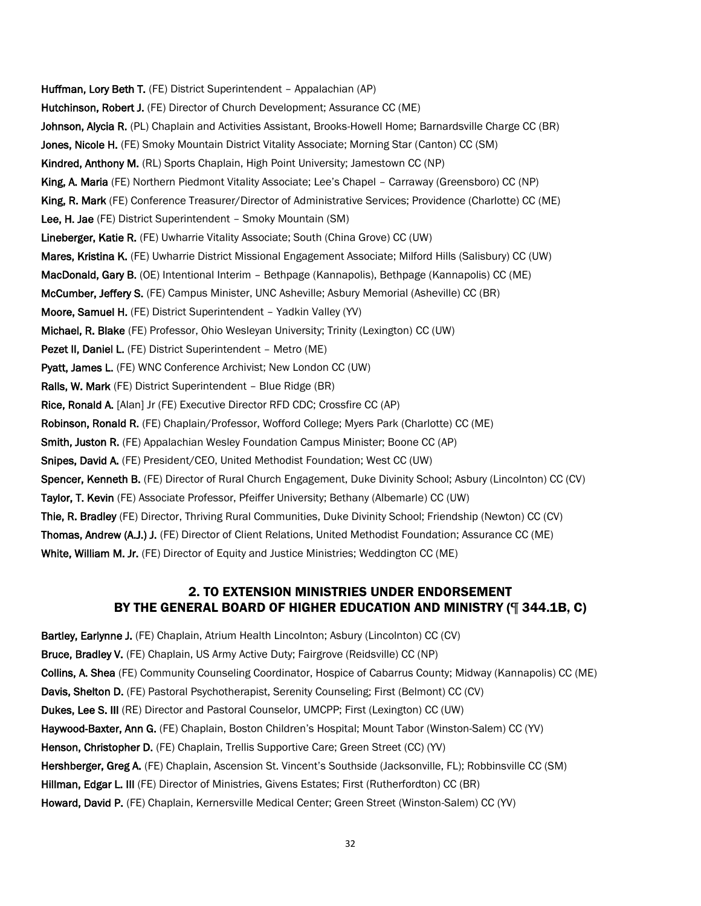**Huffman, Lory Beth T.** (FE) District Superintendent – Appalachian (AP)
**Hutchinson, Robert J.** (FE) Director of Church Development; Assurance CC (ME)
**Johnson, Alycia R.** (PL) Chaplain and Activities Assistant, Brooks-Howell Home; Barnardsville Charge CC (BR)
**Jones, Nicole H.** (FE) Smoky Mountain District Vitality Associate; Morning Star (Canton) CC (SM)
**Kindred, Anthony M.** (RL) Sports Chaplain, High Point University; Jamestown CC (NP)
**King, A. Maria** (FE) Northern Piedmont Vitality Associate; Lee's Chapel – Carraway (Greensboro) CC (NP)
**King, R. Mark** (FE) Conference Treasurer/Director of Administrative Services; Providence (Charlotte) CC (ME)
**Lee, H. Jae** (FE) District Superintendent – Smoky Mountain (SM)
**Lineberger, Katie R.** (FE) Uwharrie Vitality Associate; South (China Grove) CC (UW)
**Mares, Kristina K.** (FE) Uwharrie District Missional Engagement Associate; Milford Hills (Salisbury) CC (UW)
**MacDonald, Gary B.** (OE) Intentional Interim – Bethpage (Kannapolis), Bethpage (Kannapolis) CC (ME)
**McCumber, Jeffery S.** (FE) Campus Minister, UNC Asheville; Asbury Memorial (Asheville) CC (BR)
**Moore, Samuel H.** (FE) District Superintendent – Yadkin Valley (YV)
**Michael, R. Blake** (FE) Professor, Ohio Wesleyan University; Trinity (Lexington) CC (UW)
**Pezet II, Daniel L.** (FE) District Superintendent – Metro (ME)
**Pyatt, James L.** (FE) WNC Conference Archivist; New London CC (UW)
**Ralls, W. Mark** (FE) District Superintendent – Blue Ridge (BR)
**Rice, Ronald A.** [Alan] Jr (FE) Executive Director RFD CDC; Crossfire CC (AP)
**Robinson, Ronald R.** (FE) Chaplain/Professor, Wofford College; Myers Park (Charlotte) CC (ME)
**Smith, Juston R.** (FE) Appalachian Wesley Foundation Campus Minister; Boone CC (AP)
**Snipes, David A.** (FE) President/CEO, United Methodist Foundation; West CC (UW)
**Spencer, Kenneth B.** (FE) Director of Rural Church Engagement, Duke Divinity School; Asbury (Lincolnton) CC (CV)
**Taylor, T. Kevin** (FE) Associate Professor, Pfeiffer University; Bethany (Albemarle) CC (UW)
**Thie, R. Bradley** (FE) Director, Thriving Rural Communities, Duke Divinity School; Friendship (Newton) CC (CV)
**Thomas, Andrew (A.J.) J.** (FE) Director of Client Relations, United Methodist Foundation; Assurance CC (ME)
**White, William M. Jr.** (FE) Director of Equity and Justice Ministries; Weddington CC (ME)

## 2. TO EXTENSION MINISTRIES UNDER ENDORSEMENT BY THE GENERAL BOARD OF HIGHER EDUCATION AND MINISTRY (¶ 344.1B, C)

**Bartley, Earlynne J.** (FE) Chaplain, Atrium Health Lincolnton; Asbury (Lincolnton) CC (CV)
**Bruce, Bradley V.** (FE) Chaplain, US Army Active Duty; Fairgrove (Reidsville) CC (NP)
**Collins, A. Shea** (FE) Community Counseling Coordinator, Hospice of Cabarrus County; Midway (Kannapolis) CC (ME)
**Davis, Shelton D.** (FE) Pastoral Psychotherapist, Serenity Counseling; First (Belmont) CC (CV)
**Dukes, Lee S. III** (RE) Director and Pastoral Counselor, UMCPP; First (Lexington) CC (UW)
**Haywood-Baxter, Ann G.** (FE) Chaplain, Boston Children's Hospital; Mount Tabor (Winston-Salem) CC (YV)
**Henson, Christopher D.** (FE) Chaplain, Trellis Supportive Care; Green Street (CC) (YV)
**Hershberger, Greg A.** (FE) Chaplain, Ascension St. Vincent's Southside (Jacksonville, FL); Robbinsville CC (SM)
**Hillman, Edgar L. III** (FE) Director of Ministries, Givens Estates; First (Rutherfordton) CC (BR)
**Howard, David P.** (FE) Chaplain, Kernersville Medical Center; Green Street (Winston-Salem) CC (YV)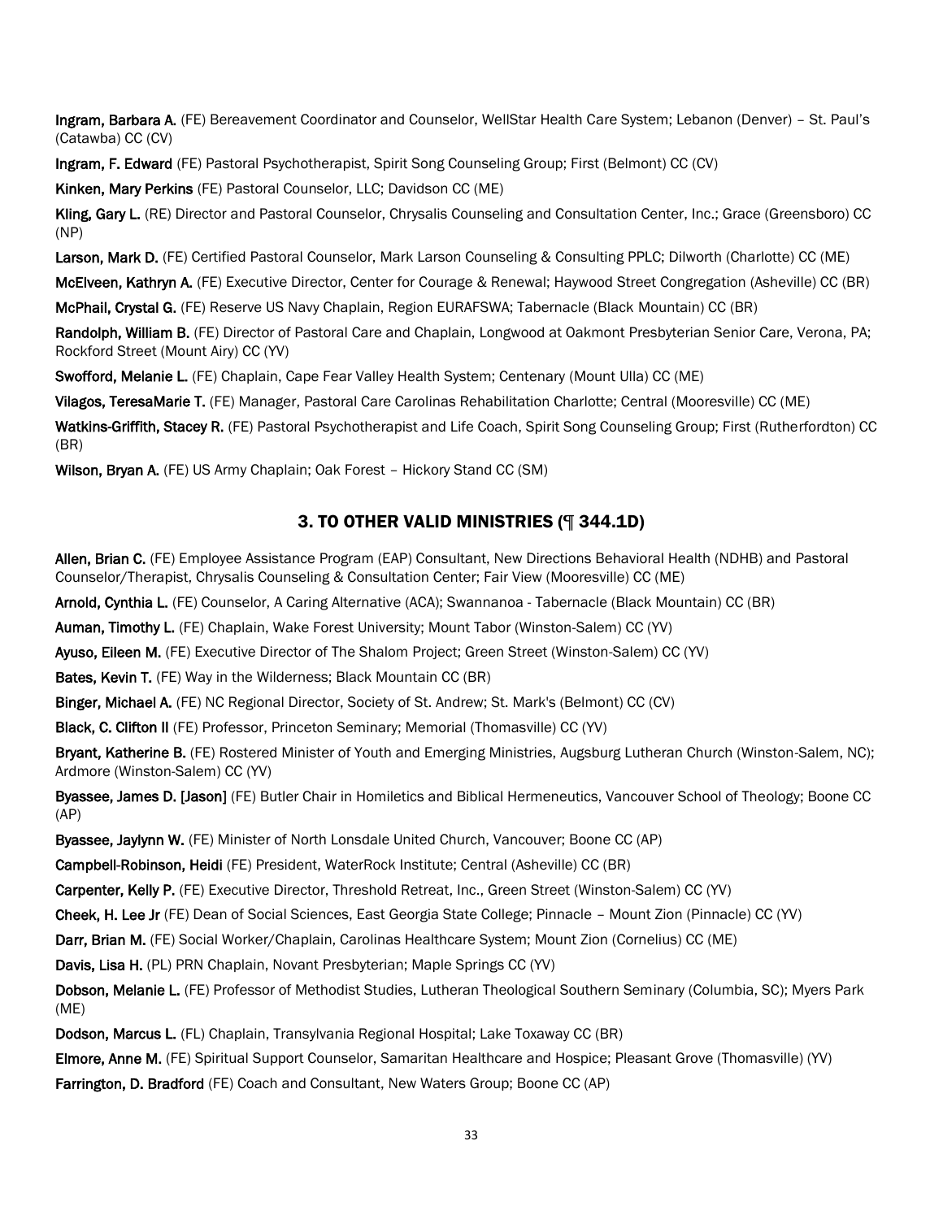**Ingram, Barbara A.** (FE) Bereavement Coordinator and Counselor, WellStar Health Care System; Lebanon (Denver) – St. Paul's (Catawba) CC (CV)

**Ingram, F. Edward** (FE) Pastoral Psychotherapist, Spirit Song Counseling Group; First (Belmont) CC (CV)

**Kinken, Mary Perkins** (FE) Pastoral Counselor, LLC; Davidson CC (ME)

**Kling, Gary L.** (RE) Director and Pastoral Counselor, Chrysalis Counseling and Consultation Center, Inc.; Grace (Greensboro) CC (NP)

**Larson, Mark D.** (FE) Certified Pastoral Counselor, Mark Larson Counseling & Consulting PPLC; Dilworth (Charlotte) CC (ME)

**McElveen, Kathryn A.** (FE) Executive Director, Center for Courage & Renewal; Haywood Street Congregation (Asheville) CC (BR)

**McPhail, Crystal G.** (FE) Reserve US Navy Chaplain, Region EURAFSWA; Tabernacle (Black Mountain) CC (BR)

**Randolph, William B.** (FE) Director of Pastoral Care and Chaplain, Longwood at Oakmont Presbyterian Senior Care, Verona, PA; Rockford Street (Mount Airy) CC (YV)

**Swofford, Melanie L.** (FE) Chaplain, Cape Fear Valley Health System; Centenary (Mount Ulla) CC (ME)

**Vilagos, TeresaMarie T.** (FE) Manager, Pastoral Care Carolinas Rehabilitation Charlotte; Central (Mooresville) CC (ME)

**Watkins-Griffith, Stacey R.** (FE) Pastoral Psychotherapist and Life Coach, Spirit Song Counseling Group; First (Rutherfordton) CC (BR)

**Wilson, Bryan A.** (FE) US Army Chaplain; Oak Forest – Hickory Stand CC (SM)

## 3. TO OTHER VALID MINISTRIES (¶ 344.1D)

**Allen, Brian C.** (FE) Employee Assistance Program (EAP) Consultant, New Directions Behavioral Health (NDHB) and Pastoral Counselor/Therapist, Chrysalis Counseling & Consultation Center; Fair View (Mooresville) CC (ME)

**Arnold, Cynthia L.** (FE) Counselor, A Caring Alternative (ACA); Swannanoa - Tabernacle (Black Mountain) CC (BR)

**Auman, Timothy L.** (FE) Chaplain, Wake Forest University; Mount Tabor (Winston-Salem) CC (YV)

**Ayuso, Eileen M.** (FE) Executive Director of The Shalom Project; Green Street (Winston-Salem) CC (YV)

**Bates, Kevin T.** (FE) Way in the Wilderness; Black Mountain CC (BR)

**Binger, Michael A.** (FE) NC Regional Director, Society of St. Andrew; St. Mark's (Belmont) CC (CV)

**Black, C. Clifton II** (FE) Professor, Princeton Seminary; Memorial (Thomasville) CC (YV)

**Bryant, Katherine B.** (FE) Rostered Minister of Youth and Emerging Ministries, Augsburg Lutheran Church (Winston-Salem, NC); Ardmore (Winston-Salem) CC (YV)

**Byassee, James D. [Jason]** (FE) Butler Chair in Homiletics and Biblical Hermeneutics, Vancouver School of Theology; Boone CC (AP)

**Byassee, Jaylynn W.** (FE) Minister of North Lonsdale United Church, Vancouver; Boone CC (AP)

**Campbell-Robinson, Heidi** (FE) President, WaterRock Institute; Central (Asheville) CC (BR)

**Carpenter, Kelly P.** (FE) Executive Director, Threshold Retreat, Inc., Green Street (Winston-Salem) CC (YV)

**Cheek, H. Lee Jr** (FE) Dean of Social Sciences, East Georgia State College; Pinnacle – Mount Zion (Pinnacle) CC (YV)

**Darr, Brian M.** (FE) Social Worker/Chaplain, Carolinas Healthcare System; Mount Zion (Cornelius) CC (ME)

**Davis, Lisa H.** (PL) PRN Chaplain, Novant Presbyterian; Maple Springs CC (YV)

**Dobson, Melanie L.** (FE) Professor of Methodist Studies, Lutheran Theological Southern Seminary (Columbia, SC); Myers Park (ME)

**Dodson, Marcus L.** (FL) Chaplain, Transylvania Regional Hospital; Lake Toxaway CC (BR)

**Elmore, Anne M.** (FE) Spiritual Support Counselor, Samaritan Healthcare and Hospice; Pleasant Grove (Thomasville) (YV)

**Farrington, D. Bradford** (FE) Coach and Consultant, New Waters Group; Boone CC (AP)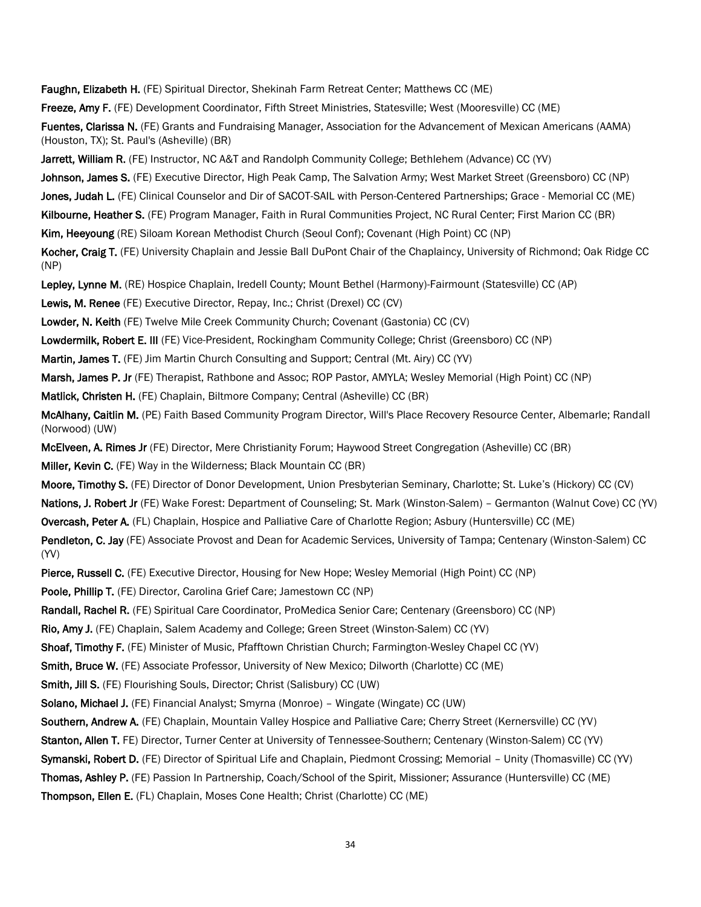**Faughn, Elizabeth H.** (FE) Spiritual Director, Shekinah Farm Retreat Center; Matthews CC (ME)

**Freeze, Amy F.** (FE) Development Coordinator, Fifth Street Ministries, Statesville; West (Mooresville) CC (ME)

**Fuentes, Clarissa N.** (FE) Grants and Fundraising Manager, Association for the Advancement of Mexican Americans (AAMA) (Houston, TX); St. Paul's (Asheville) (BR)

**Jarrett, William R.** (FE) Instructor, NC A&T and Randolph Community College; Bethlehem (Advance) CC (YV)

**Johnson, James S.** (FE) Executive Director, High Peak Camp, The Salvation Army; West Market Street (Greensboro) CC (NP)

**Jones, Judah L.** (FE) Clinical Counselor and Dir of SACOT-SAIL with Person-Centered Partnerships; Grace - Memorial CC (ME)

**Kilbourne, Heather S.** (FE) Program Manager, Faith in Rural Communities Project, NC Rural Center; First Marion CC (BR)

**Kim, Heeyoung** (RE) Siloam Korean Methodist Church (Seoul Conf); Covenant (High Point) CC (NP)

**Kocher, Craig T.** (FE) University Chaplain and Jessie Ball DuPont Chair of the Chaplaincy, University of Richmond; Oak Ridge CC (NP)

**Lepley, Lynne M.** (RE) Hospice Chaplain, Iredell County; Mount Bethel (Harmony)-Fairmount (Statesville) CC (AP)

**Lewis, M. Renee** (FE) Executive Director, Repay, Inc.; Christ (Drexel) CC (CV)

**Lowder, N. Keith** (FE) Twelve Mile Creek Community Church; Covenant (Gastonia) CC (CV)

**Lowdermilk, Robert E. III** (FE) Vice-President, Rockingham Community College; Christ (Greensboro) CC (NP)

**Martin, James T.** (FE) Jim Martin Church Consulting and Support; Central (Mt. Airy) CC (YV)

**Marsh, James P. Jr** (FE) Therapist, Rathbone and Assoc; ROP Pastor, AMYLA; Wesley Memorial (High Point) CC (NP)

**Matlick, Christen H.** (FE) Chaplain, Biltmore Company; Central (Asheville) CC (BR)

**McAlhany, Caitlin M.** (PE) Faith Based Community Program Director, Will's Place Recovery Resource Center, Albemarle; Randall (Norwood) (UW)

**McElveen, A. Rimes Jr** (FE) Director, Mere Christianity Forum; Haywood Street Congregation (Asheville) CC (BR)

**Miller, Kevin C.** (FE) Way in the Wilderness; Black Mountain CC (BR)

**Moore, Timothy S.** (FE) Director of Donor Development, Union Presbyterian Seminary, Charlotte; St. Luke's (Hickory) CC (CV)

**Nations, J. Robert Jr** (FE) Wake Forest: Department of Counseling; St. Mark (Winston-Salem) – Germanton (Walnut Cove) CC (YV)

**Overcash, Peter A.** (FL) Chaplain, Hospice and Palliative Care of Charlotte Region; Asbury (Huntersville) CC (ME)

**Pendleton, C. Jay** (FE) Associate Provost and Dean for Academic Services, University of Tampa; Centenary (Winston-Salem) CC (YV)

**Pierce, Russell C.** (FE) Executive Director, Housing for New Hope; Wesley Memorial (High Point) CC (NP)

**Poole, Phillip T.** (FE) Director, Carolina Grief Care; Jamestown CC (NP)

**Randall, Rachel R.** (FE) Spiritual Care Coordinator, ProMedica Senior Care; Centenary (Greensboro) CC (NP)

**Rio, Amy J.** (FE) Chaplain, Salem Academy and College; Green Street (Winston-Salem) CC (YV)

**Shoaf, Timothy F.** (FE) Minister of Music, Pfafftown Christian Church; Farmington-Wesley Chapel CC (YV)

**Smith, Bruce W.** (FE) Associate Professor, University of New Mexico; Dilworth (Charlotte) CC (ME)

**Smith, Jill S.** (FE) Flourishing Souls, Director; Christ (Salisbury) CC (UW)

**Solano, Michael J.** (FE) Financial Analyst; Smyrna (Monroe) – Wingate (Wingate) CC (UW)

**Southern, Andrew A.** (FE) Chaplain, Mountain Valley Hospice and Palliative Care; Cherry Street (Kernersville) CC (YV)

**Stanton, Allen T.** FE) Director, Turner Center at University of Tennessee-Southern; Centenary (Winston-Salem) CC (YV)

**Symanski, Robert D.** (FE) Director of Spiritual Life and Chaplain, Piedmont Crossing; Memorial – Unity (Thomasville) CC (YV)

**Thomas, Ashley P.** (FE) Passion In Partnership, Coach/School of the Spirit, Missioner; Assurance (Huntersville) CC (ME)

**Thompson, Ellen E.** (FL) Chaplain, Moses Cone Health; Christ (Charlotte) CC (ME)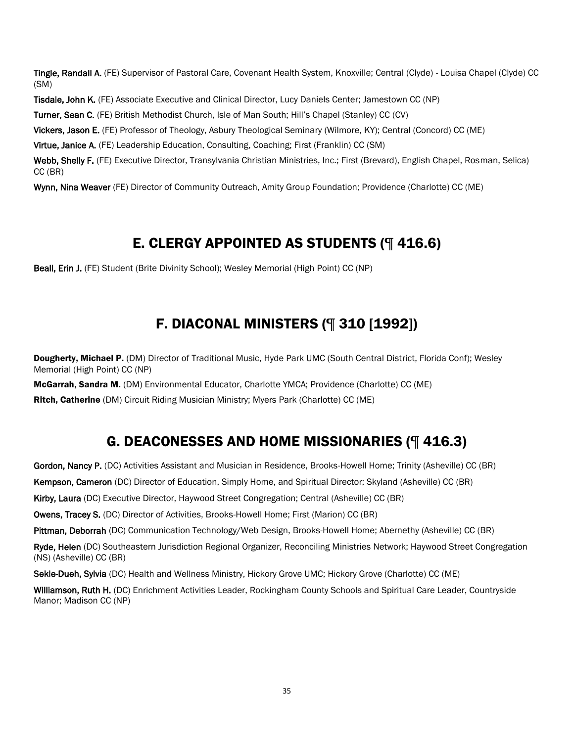**Tingle, Randall A.** (FE) Supervisor of Pastoral Care, Covenant Health System, Knoxville; Central (Clyde) - Louisa Chapel (Clyde) CC (SM)

**Tisdale, John K.** (FE) Associate Executive and Clinical Director, Lucy Daniels Center; Jamestown CC (NP)

**Turner, Sean C.** (FE) British Methodist Church, Isle of Man South; Hill's Chapel (Stanley) CC (CV)

**Vickers, Jason E.** (FE) Professor of Theology, Asbury Theological Seminary (Wilmore, KY); Central (Concord) CC (ME)

**Virtue, Janice A.** (FE) Leadership Education, Consulting, Coaching; First (Franklin) CC (SM)

**Webb, Shelly F.** (FE) Executive Director, Transylvania Christian Ministries, Inc.; First (Brevard), English Chapel, Rosman, Selica) CC (BR)

**Wynn, Nina Weaver** (FE) Director of Community Outreach, Amity Group Foundation; Providence (Charlotte) CC (ME)

## E. CLERGY APPOINTED AS STUDENTS (¶ 416.6)

**Beall, Erin J.** (FE) Student (Brite Divinity School); Wesley Memorial (High Point) CC (NP)

## F. DIACONAL MINISTERS (¶ 310 [1992])

**Dougherty, Michael P.** (DM) Director of Traditional Music, Hyde Park UMC (South Central District, Florida Conf); Wesley Memorial (High Point) CC (NP)

**McGarrah, Sandra M.** (DM) Environmental Educator, Charlotte YMCA; Providence (Charlotte) CC (ME)

**Ritch, Catherine** (DM) Circuit Riding Musician Ministry; Myers Park (Charlotte) CC (ME)

## G. DEACONESSES AND HOME MISSIONARIES (¶ 416.3)

**Gordon, Nancy P.** (DC) Activities Assistant and Musician in Residence, Brooks-Howell Home; Trinity (Asheville) CC (BR)

**Kempson, Cameron** (DC) Director of Education, Simply Home, and Spiritual Director; Skyland (Asheville) CC (BR)

**Kirby, Laura** (DC) Executive Director, Haywood Street Congregation; Central (Asheville) CC (BR)

**Owens, Tracey S.** (DC) Director of Activities, Brooks-Howell Home; First (Marion) CC (BR)

**Pittman, Deborrah** (DC) Communication Technology/Web Design, Brooks-Howell Home; Abernethy (Asheville) CC (BR)

**Ryde, Helen** (DC) Southeastern Jurisdiction Regional Organizer, Reconciling Ministries Network; Haywood Street Congregation (NS) (Asheville) CC (BR)

**Sekle-Dueh, Sylvia** (DC) Health and Wellness Ministry, Hickory Grove UMC; Hickory Grove (Charlotte) CC (ME)

**Williamson, Ruth H.** (DC) Enrichment Activities Leader, Rockingham County Schools and Spiritual Care Leader, Countryside Manor; Madison CC (NP)